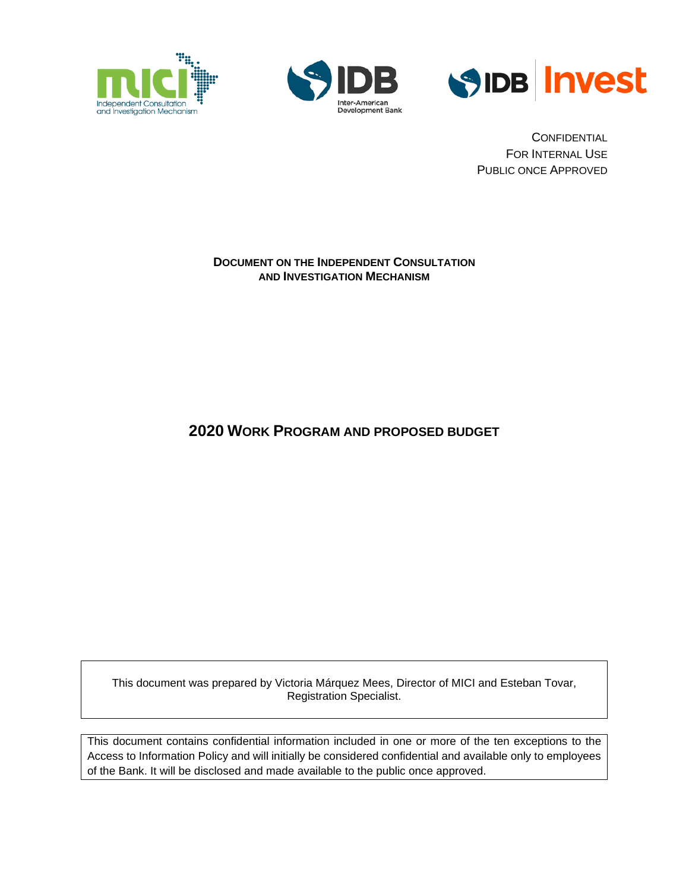CONFIDENTIAL
FOR INTERNAL USE
PUBLIC ONCE APPROVED

**DOCUMENT ON THE INDEPENDENT CONSULTATION AND INVESTIGATION MECHANISM**

# 2020 WORK PROGRAM AND PROPOSED BUDGET

This document was prepared by Victoria Márquez Mees, Director of MICI and Esteban Tovar, Registration Specialist.

This document contains confidential information included in one or more of the ten exceptions to the Access to Information Policy and will initially be considered confidential and available only to employees of the Bank. It will be disclosed and made available to the public once approved.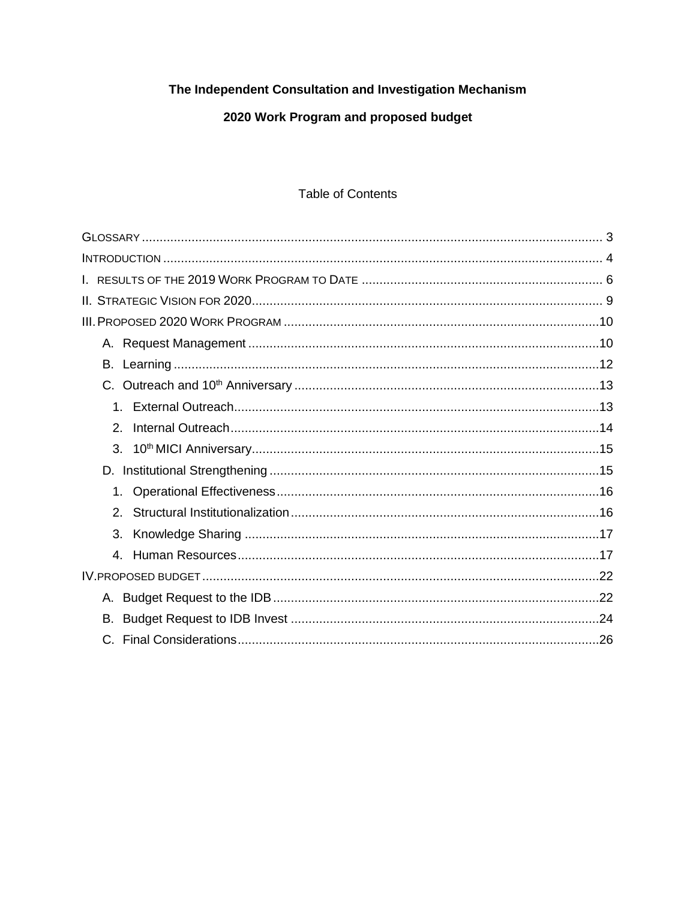**The Independent Consultation and Investigation Mechanism**

**2020 Work Program and proposed budget**

Table of Contents

- GLOSSARY ..... 3
- INTRODUCTION ..... 4
- I. RESULTS OF THE 2019 WORK PROGRAM TO DATE ..... 6
- II. STRATEGIC VISION FOR 2020 ..... 9
- III. PROPOSED 2020 WORK PROGRAM ..... 10
  - A. Request Management ..... 10
  - B. Learning ..... 12
  - C. Outreach and 10th Anniversary ..... 13
    - 1. External Outreach ..... 13
    - 2. Internal Outreach ..... 14
    - 3. 10th MICI Anniversary ..... 15
  - D. Institutional Strengthening ..... 15
    - 1. Operational Effectiveness ..... 16
    - 2. Structural Institutionalization ..... 16
    - 3. Knowledge Sharing ..... 17
    - 4. Human Resources ..... 17
- IV. PROPOSED BUDGET ..... 22
  - A. Budget Request to the IDB ..... 22
  - B. Budget Request to IDB Invest ..... 24
  - C. Final Considerations ..... 26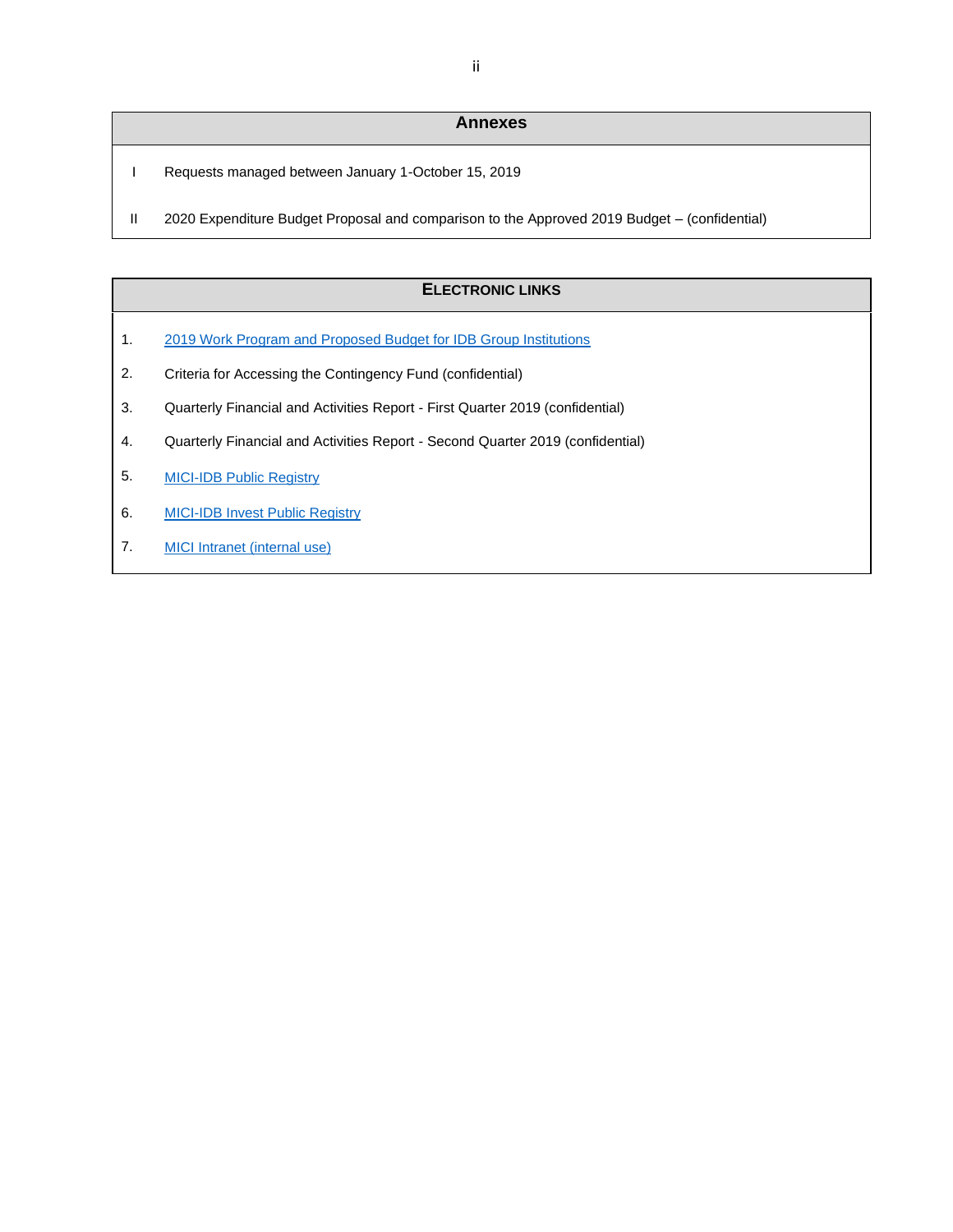## Annexes

| | |
|---|---|
| I | Requests managed between January 1-October 15, 2019 |
| II | 2020 Expenditure Budget Proposal and comparison to the Approved 2019 Budget – (confidential) |

## Electronic Links

1. 2019 Work Program and Proposed Budget for IDB Group Institutions
2. Criteria for Accessing the Contingency Fund (confidential)
3. Quarterly Financial and Activities Report - First Quarter 2019 (confidential)
4. Quarterly Financial and Activities Report - Second Quarter 2019 (confidential)
5. MICI-IDB Public Registry
6. MICI-IDB Invest Public Registry
7. MICI Intranet (internal use)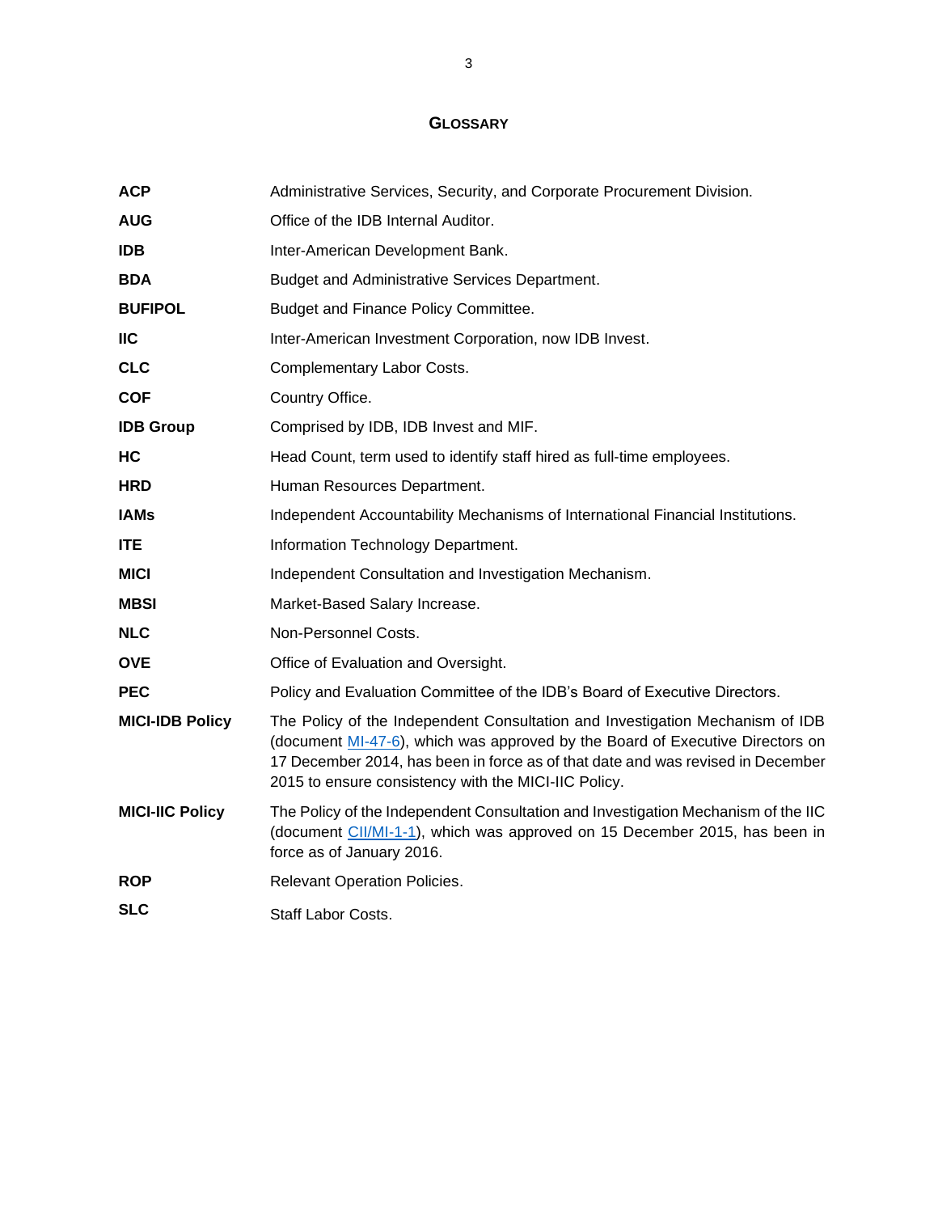## GLOSSARY

| | |
|---|---|
| **ACP** | Administrative Services, Security, and Corporate Procurement Division. |
| **AUG** | Office of the IDB Internal Auditor. |
| **IDB** | Inter-American Development Bank. |
| **BDA** | Budget and Administrative Services Department. |
| **BUFIPOL** | Budget and Finance Policy Committee. |
| **IIC** | Inter-American Investment Corporation, now IDB Invest. |
| **CLC** | Complementary Labor Costs. |
| **COF** | Country Office. |
| **IDB Group** | Comprised by IDB, IDB Invest and MIF. |
| **HC** | Head Count, term used to identify staff hired as full-time employees. |
| **HRD** | Human Resources Department. |
| **IAMs** | Independent Accountability Mechanisms of International Financial Institutions. |
| **ITE** | Information Technology Department. |
| **MICI** | Independent Consultation and Investigation Mechanism. |
| **MBSI** | Market-Based Salary Increase. |
| **NLC** | Non-Personnel Costs. |
| **OVE** | Office of Evaluation and Oversight. |
| **PEC** | Policy and Evaluation Committee of the IDB's Board of Executive Directors. |
| **MICI-IDB Policy** | The Policy of the Independent Consultation and Investigation Mechanism of IDB (document MI-47-6), which was approved by the Board of Executive Directors on 17 December 2014, has been in force as of that date and was revised in December 2015 to ensure consistency with the MICI-IIC Policy. |
| **MICI-IIC Policy** | The Policy of the Independent Consultation and Investigation Mechanism of the IIC (document CII/MI-1-1), which was approved on 15 December 2015, has been in force as of January 2016. |
| **ROP** | Relevant Operation Policies. |
| **SLC** | Staff Labor Costs. |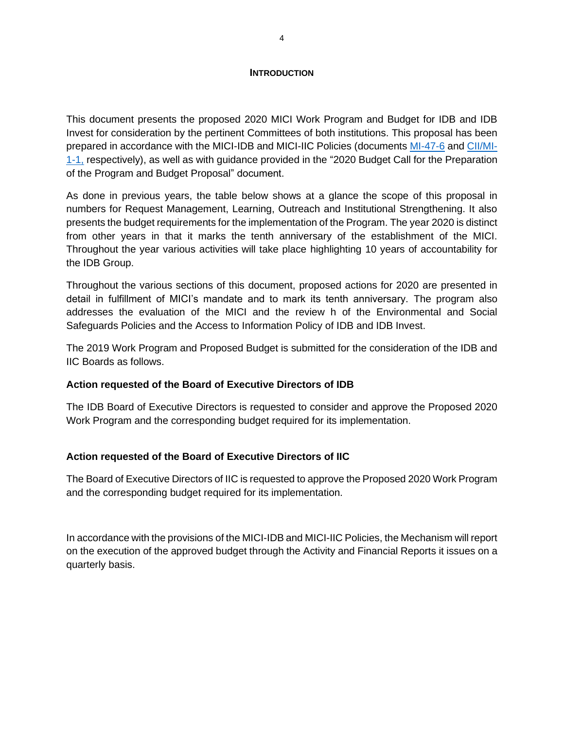# INTRODUCTION

This document presents the proposed 2020 MICI Work Program and Budget for IDB and IDB Invest for consideration by the pertinent Committees of both institutions. This proposal has been prepared in accordance with the MICI-IDB and MICI-IIC Policies (documents MI-47-6 and CII/MI-1-1, respectively), as well as with guidance provided in the "2020 Budget Call for the Preparation of the Program and Budget Proposal" document.

As done in previous years, the table below shows at a glance the scope of this proposal in numbers for Request Management, Learning, Outreach and Institutional Strengthening. It also presents the budget requirements for the implementation of the Program. The year 2020 is distinct from other years in that it marks the tenth anniversary of the establishment of the MICI. Throughout the year various activities will take place highlighting 10 years of accountability for the IDB Group.

Throughout the various sections of this document, proposed actions for 2020 are presented in detail in fulfillment of MICI's mandate and to mark its tenth anniversary. The program also addresses the evaluation of the MICI and the review h of the Environmental and Social Safeguards Policies and the Access to Information Policy of IDB and IDB Invest.

The 2019 Work Program and Proposed Budget is submitted for the consideration of the IDB and IIC Boards as follows.

**Action requested of the Board of Executive Directors of IDB**

The IDB Board of Executive Directors is requested to consider and approve the Proposed 2020 Work Program and the corresponding budget required for its implementation.

**Action requested of the Board of Executive Directors of IIC**

The Board of Executive Directors of IIC is requested to approve the Proposed 2020 Work Program and the corresponding budget required for its implementation.

In accordance with the provisions of the MICI-IDB and MICI-IIC Policies, the Mechanism will report on the execution of the approved budget through the Activity and Financial Reports it issues on a quarterly basis.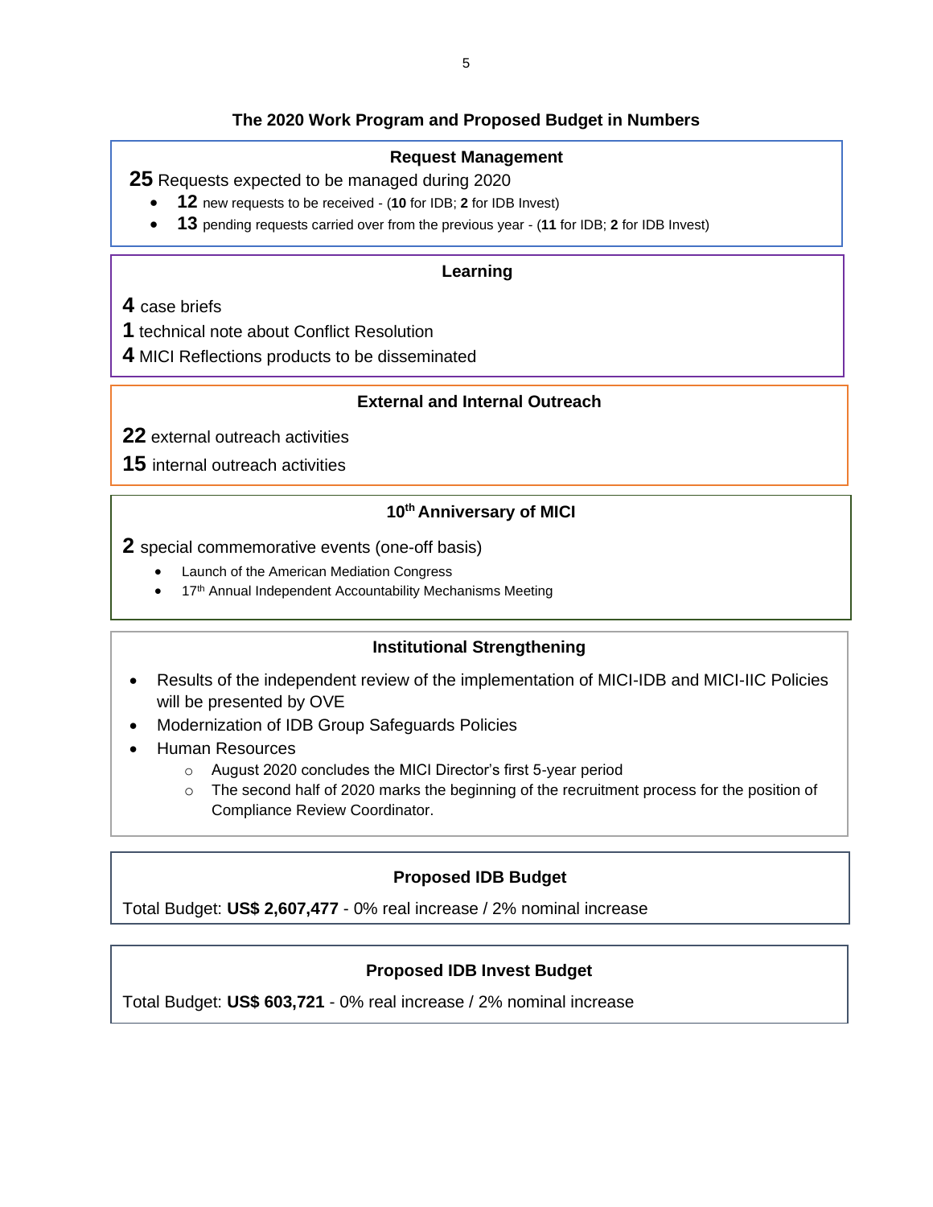## The 2020 Work Program and Proposed Budget in Numbers

### Request Management

**25** Requests expected to be managed during 2020

- **12** new requests to be received - (**10** for IDB; **2** for IDB Invest)
- **13** pending requests carried over from the previous year - (**11** for IDB; **2** for IDB Invest)

### Learning

**4** case briefs
**1** technical note about Conflict Resolution
**4** MICI Reflections products to be disseminated

### External and Internal Outreach

**22** external outreach activities
**15** internal outreach activities

### 10th Anniversary of MICI

**2** special commemorative events (one-off basis)

- Launch of the American Mediation Congress
- 17th Annual Independent Accountability Mechanisms Meeting

### Institutional Strengthening

- Results of the independent review of the implementation of MICI-IDB and MICI-IIC Policies will be presented by OVE
- Modernization of IDB Group Safeguards Policies
- Human Resources
  - August 2020 concludes the MICI Director's first 5-year period
  - The second half of 2020 marks the beginning of the recruitment process for the position of Compliance Review Coordinator.

### Proposed IDB Budget

Total Budget: **US$ 2,607,477** - 0% real increase / 2% nominal increase

### Proposed IDB Invest Budget

Total Budget: **US$ 603,721** - 0% real increase / 2% nominal increase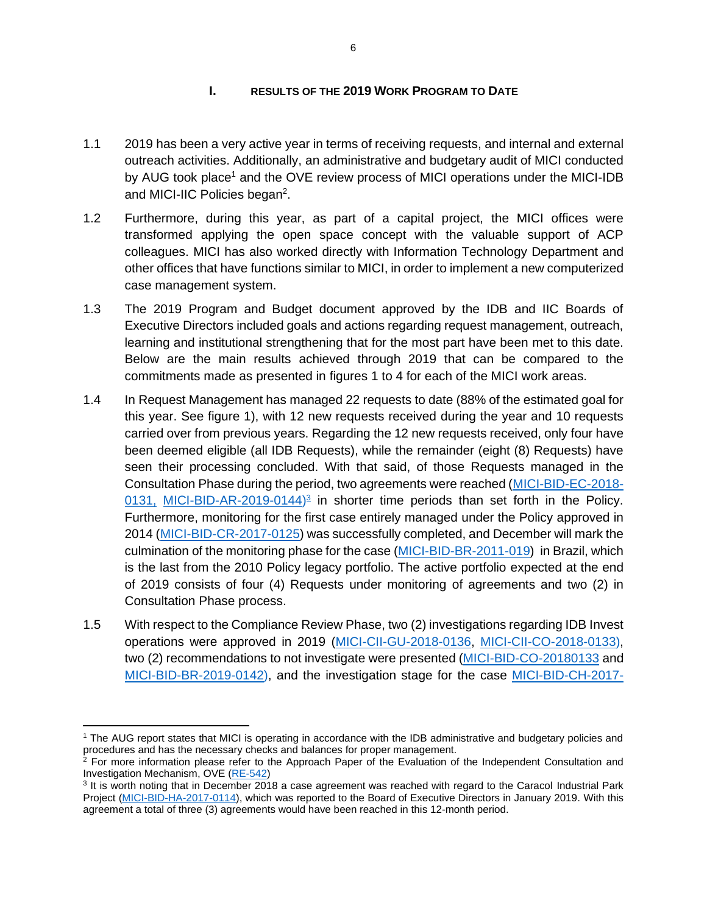## I. RESULTS OF THE 2019 WORK PROGRAM TO DATE

1.1 2019 has been a very active year in terms of receiving requests, and internal and external outreach activities. Additionally, an administrative and budgetary audit of MICI conducted by AUG took place[1] and the OVE review process of MICI operations under the MICI-IDB and MICI-IIC Policies began[2].

1.2 Furthermore, during this year, as part of a capital project, the MICI offices were transformed applying the open space concept with the valuable support of ACP colleagues. MICI has also worked directly with Information Technology Department and other offices that have functions similar to MICI, in order to implement a new computerized case management system.

1.3 The 2019 Program and Budget document approved by the IDB and IIC Boards of Executive Directors included goals and actions regarding request management, outreach, learning and institutional strengthening that for the most part have been met to this date. Below are the main results achieved through 2019 that can be compared to the commitments made as presented in figures 1 to 4 for each of the MICI work areas.

1.4 In Request Management has managed 22 requests to date (88% of the estimated goal for this year. See figure 1), with 12 new requests received during the year and 10 requests carried over from previous years. Regarding the 12 new requests received, only four have been deemed eligible (all IDB Requests), while the remainder (eight (8) Requests) have seen their processing concluded. With that said, of those Requests managed in the Consultation Phase during the period, two agreements were reached (MICI-BID-EC-2018-0131, MICI-BID-AR-2019-0144)[3] in shorter time periods than set forth in the Policy. Furthermore, monitoring for the first case entirely managed under the Policy approved in 2014 (MICI-BID-CR-2017-0125) was successfully completed, and December will mark the culmination of the monitoring phase for the case (MICI-BID-BR-2011-019) in Brazil, which is the last from the 2010 Policy legacy portfolio. The active portfolio expected at the end of 2019 consists of four (4) Requests under monitoring of agreements and two (2) in Consultation Phase process.

1.5 With respect to the Compliance Review Phase, two (2) investigations regarding IDB Invest operations were approved in 2019 (MICI-CII-GU-2018-0136, MICI-CII-CO-2018-0133), two (2) recommendations to not investigate were presented (MICI-BID-CO-20180133 and MICI-BID-BR-2019-0142), and the investigation stage for the case MICI-BID-CH-2017-

---

[1] The AUG report states that MICI is operating in accordance with the IDB administrative and budgetary policies and procedures and has the necessary checks and balances for proper management.

[2] For more information please refer to the Approach Paper of the Evaluation of the Independent Consultation and Investigation Mechanism, OVE (RE-542)

[3] It is worth noting that in December 2018 a case agreement was reached with regard to the Caracol Industrial Park Project (MICI-BID-HA-2017-0114), which was reported to the Board of Executive Directors in January 2019. With this agreement a total of three (3) agreements would have been reached in this 12-month period.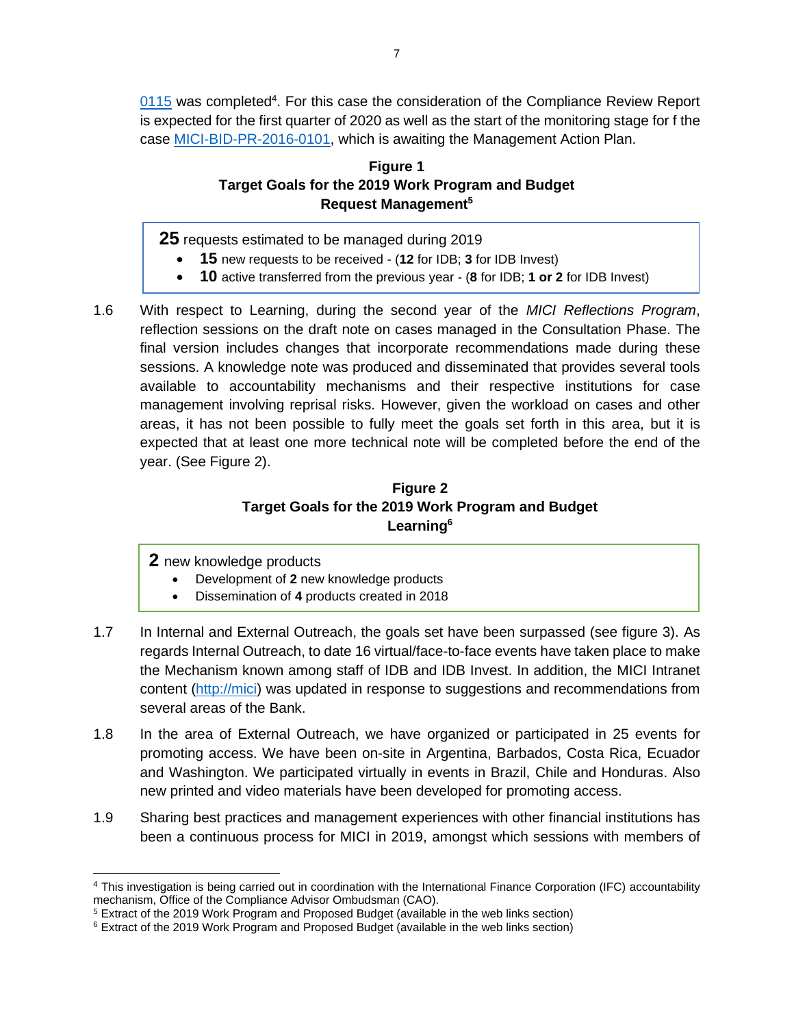0115 was completed[4]. For this case the consideration of the Compliance Review Report is expected for the first quarter of 2020 as well as the start of the monitoring stage for f the case MICI-BID-PR-2016-0101, which is awaiting the Management Action Plan.

**Figure 1**
**Target Goals for the 2019 Work Program and Budget**
**Request Management[5]**

**25** requests estimated to be managed during 2019

- **15** new requests to be received - (**12** for IDB; **3** for IDB Invest)
- **10** active transferred from the previous year - (**8** for IDB; **1 or 2** for IDB Invest)

1.6 With respect to Learning, during the second year of the *MICI Reflections Program*, reflection sessions on the draft note on cases managed in the Consultation Phase. The final version includes changes that incorporate recommendations made during these sessions. A knowledge note was produced and disseminated that provides several tools available to accountability mechanisms and their respective institutions for case management involving reprisal risks. However, given the workload on cases and other areas, it has not been possible to fully meet the goals set forth in this area, but it is expected that at least one more technical note will be completed before the end of the year. (See Figure 2).

**Figure 2**
**Target Goals for the 2019 Work Program and Budget**
**Learning[6]**

**2** new knowledge products

- Development of **2** new knowledge products
- Dissemination of **4** products created in 2018

1.7 In Internal and External Outreach, the goals set have been surpassed (see figure 3). As regards Internal Outreach, to date 16 virtual/face-to-face events have taken place to make the Mechanism known among staff of IDB and IDB Invest. In addition, the MICI Intranet content (http://mici) was updated in response to suggestions and recommendations from several areas of the Bank.

1.8 In the area of External Outreach, we have organized or participated in 25 events for promoting access. We have been on-site in Argentina, Barbados, Costa Rica, Ecuador and Washington. We participated virtually in events in Brazil, Chile and Honduras. Also new printed and video materials have been developed for promoting access.

1.9 Sharing best practices and management experiences with other financial institutions has been a continuous process for MICI in 2019, amongst which sessions with members of

---

[4] This investigation is being carried out in coordination with the International Finance Corporation (IFC) accountability mechanism, Office of the Compliance Advisor Ombudsman (CAO).

[5] Extract of the 2019 Work Program and Proposed Budget (available in the web links section)

[6] Extract of the 2019 Work Program and Proposed Budget (available in the web links section)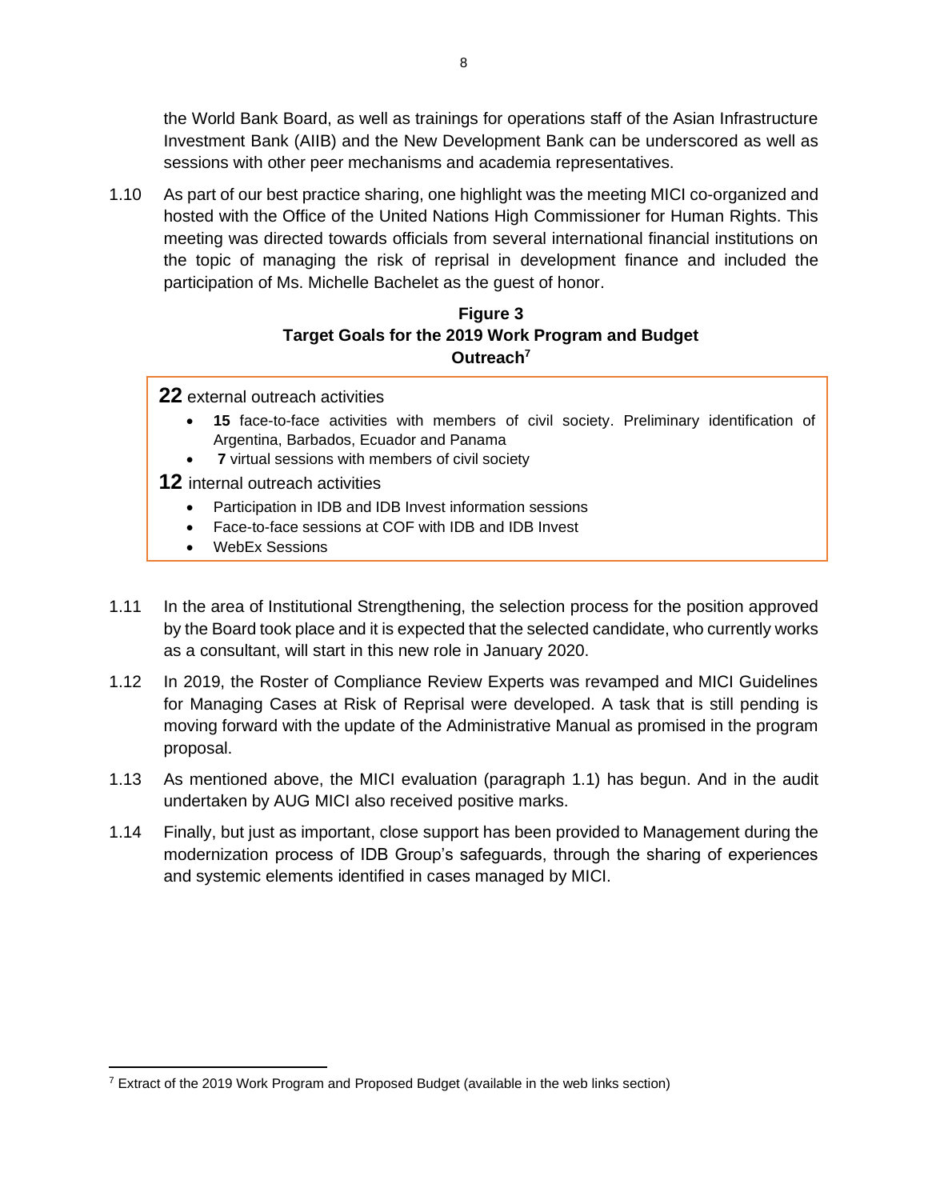the World Bank Board, as well as trainings for operations staff of the Asian Infrastructure Investment Bank (AIIB) and the New Development Bank can be underscored as well as sessions with other peer mechanisms and academia representatives.

1.10 As part of our best practice sharing, one highlight was the meeting MICI co-organized and hosted with the Office of the United Nations High Commissioner for Human Rights. This meeting was directed towards officials from several international financial institutions on the topic of managing the risk of reprisal in development finance and included the participation of Ms. Michelle Bachelet as the guest of honor.

**Figure 3**
**Target Goals for the 2019 Work Program and Budget**
**Outreach[7]**

**22** external outreach activities

- **15** face-to-face activities with members of civil society. Preliminary identification of Argentina, Barbados, Ecuador and Panama
- **7** virtual sessions with members of civil society

**12** internal outreach activities

- Participation in IDB and IDB Invest information sessions
- Face-to-face sessions at COF with IDB and IDB Invest
- WebEx Sessions

1.11 In the area of Institutional Strengthening, the selection process for the position approved by the Board took place and it is expected that the selected candidate, who currently works as a consultant, will start in this new role in January 2020.

1.12 In 2019, the Roster of Compliance Review Experts was revamped and MICI Guidelines for Managing Cases at Risk of Reprisal were developed. A task that is still pending is moving forward with the update of the Administrative Manual as promised in the program proposal.

1.13 As mentioned above, the MICI evaluation (paragraph 1.1) has begun. And in the audit undertaken by AUG MICI also received positive marks.

1.14 Finally, but just as important, close support has been provided to Management during the modernization process of IDB Group's safeguards, through the sharing of experiences and systemic elements identified in cases managed by MICI.

---

[7] Extract of the 2019 Work Program and Proposed Budget (available in the web links section)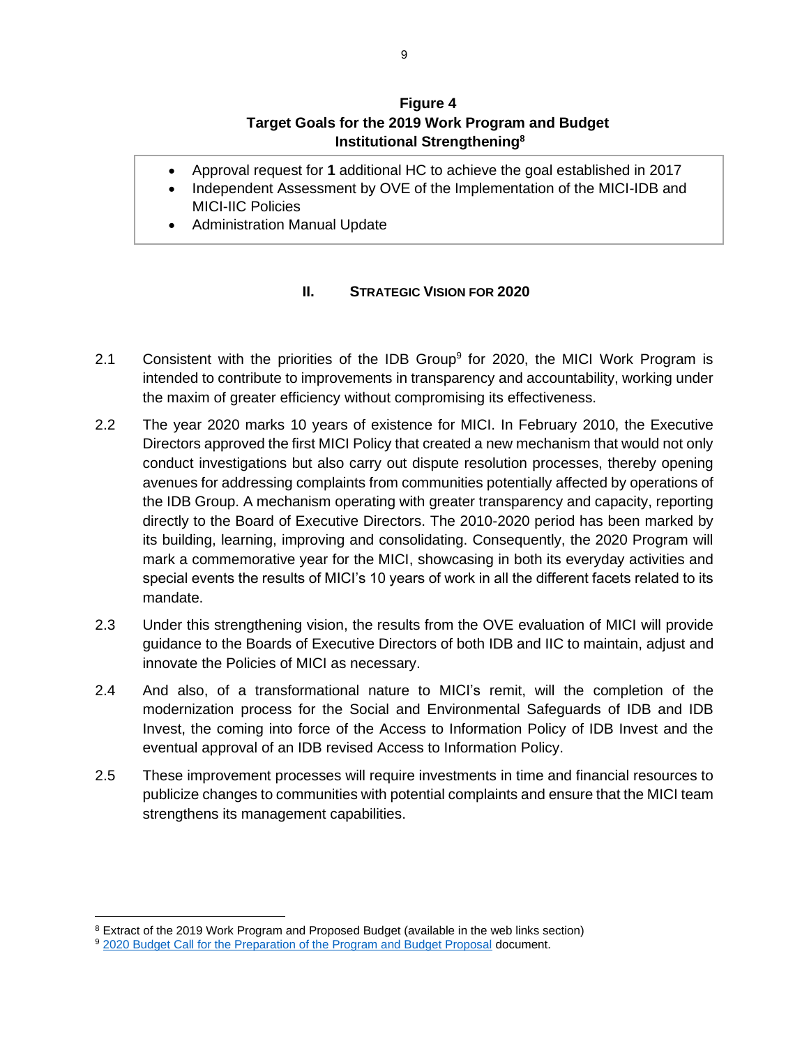**Figure 4**
**Target Goals for the 2019 Work Program and Budget**
**Institutional Strengthening[8]**

- Approval request for **1** additional HC to achieve the goal established in 2017
- Independent Assessment by OVE of the Implementation of the MICI-IDB and MICI-IIC Policies
- Administration Manual Update

## II. STRATEGIC VISION FOR 2020

2.1 Consistent with the priorities of the IDB Group[9] for 2020, the MICI Work Program is intended to contribute to improvements in transparency and accountability, working under the maxim of greater efficiency without compromising its effectiveness.

2.2 The year 2020 marks 10 years of existence for MICI. In February 2010, the Executive Directors approved the first MICI Policy that created a new mechanism that would not only conduct investigations but also carry out dispute resolution processes, thereby opening avenues for addressing complaints from communities potentially affected by operations of the IDB Group. A mechanism operating with greater transparency and capacity, reporting directly to the Board of Executive Directors. The 2010-2020 period has been marked by its building, learning, improving and consolidating. Consequently, the 2020 Program will mark a commemorative year for the MICI, showcasing in both its everyday activities and special events the results of MICI's 10 years of work in all the different facets related to its mandate.

2.3 Under this strengthening vision, the results from the OVE evaluation of MICI will provide guidance to the Boards of Executive Directors of both IDB and IIC to maintain, adjust and innovate the Policies of MICI as necessary.

2.4 And also, of a transformational nature to MICI's remit, will the completion of the modernization process for the Social and Environmental Safeguards of IDB and IDB Invest, the coming into force of the Access to Information Policy of IDB Invest and the eventual approval of an IDB revised Access to Information Policy.

2.5 These improvement processes will require investments in time and financial resources to publicize changes to communities with potential complaints and ensure that the MICI team strengthens its management capabilities.

---

[8] Extract of the 2019 Work Program and Proposed Budget (available in the web links section)

[9] 2020 Budget Call for the Preparation of the Program and Budget Proposal document.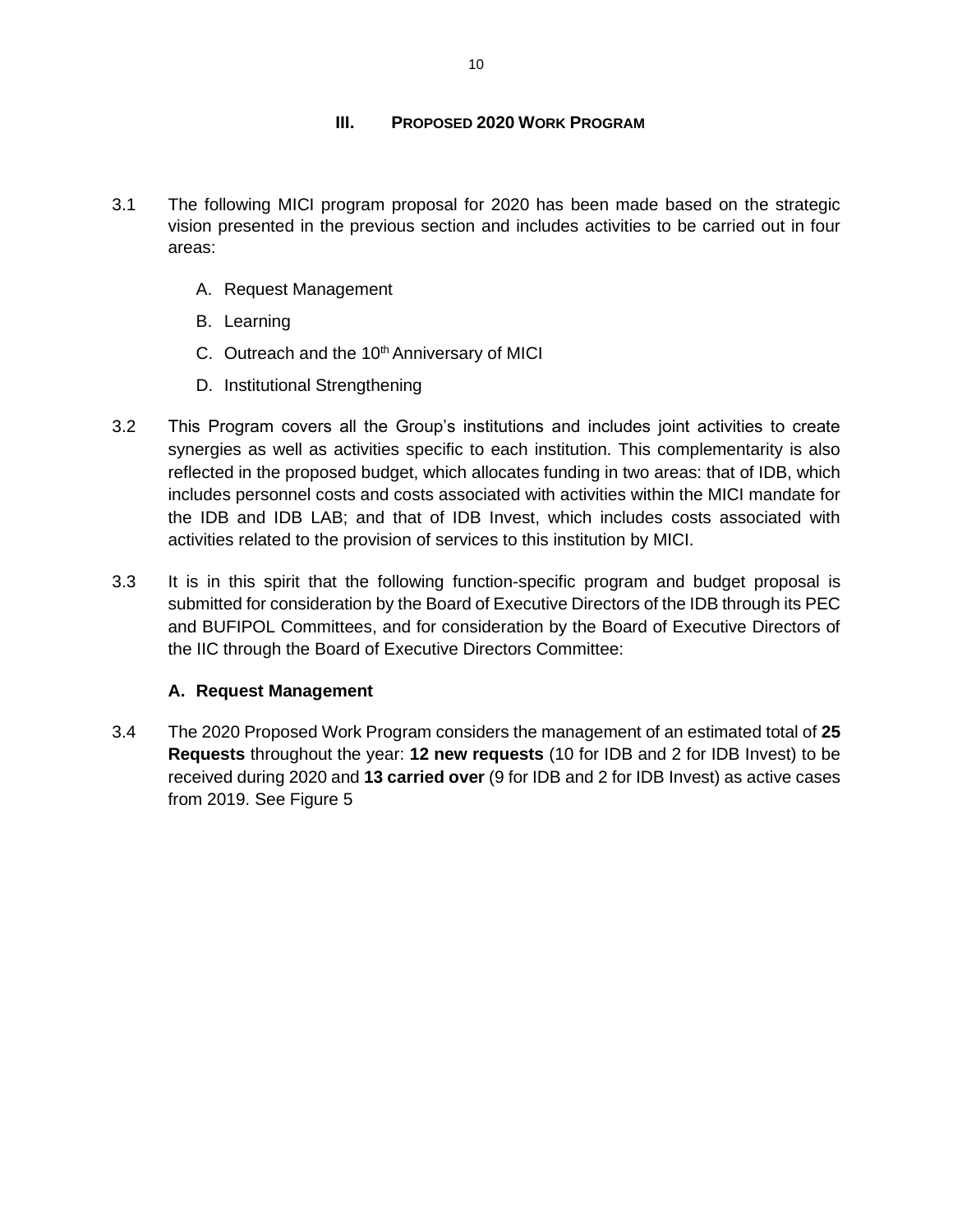## III. PROPOSED 2020 WORK PROGRAM

3.1 The following MICI program proposal for 2020 has been made based on the strategic vision presented in the previous section and includes activities to be carried out in four areas:

A. Request Management

B. Learning

C. Outreach and the 10th Anniversary of MICI

D. Institutional Strengthening

3.2 This Program covers all the Group's institutions and includes joint activities to create synergies as well as activities specific to each institution. This complementarity is also reflected in the proposed budget, which allocates funding in two areas: that of IDB, which includes personnel costs and costs associated with activities within the MICI mandate for the IDB and IDB LAB; and that of IDB Invest, which includes costs associated with activities related to the provision of services to this institution by MICI.

3.3 It is in this spirit that the following function-specific program and budget proposal is submitted for consideration by the Board of Executive Directors of the IDB through its PEC and BUFIPOL Committees, and for consideration by the Board of Executive Directors of the IIC through the Board of Executive Directors Committee:

### A. Request Management

3.4 The 2020 Proposed Work Program considers the management of an estimated total of **25 Requests** throughout the year: **12 new requests** (10 for IDB and 2 for IDB Invest) to be received during 2020 and **13 carried over** (9 for IDB and 2 for IDB Invest) as active cases from 2019. See Figure 5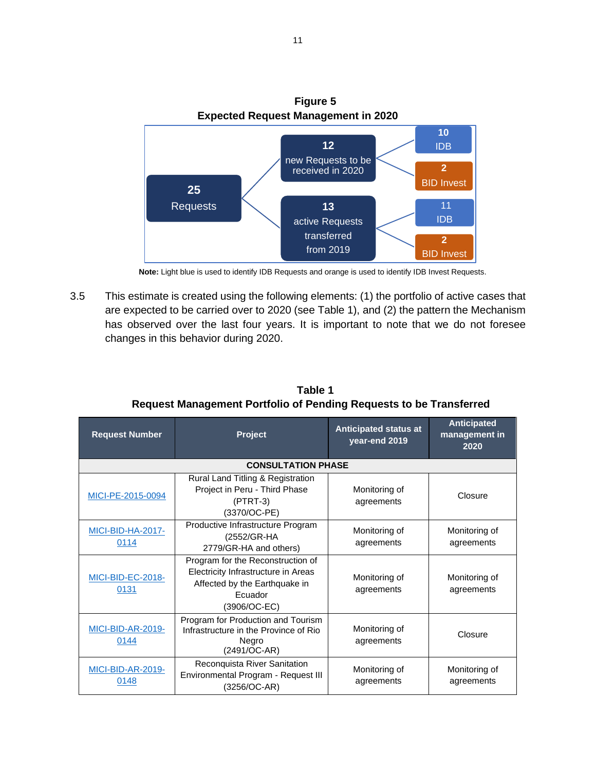**Figure 5**
**Expected Request Management in 2020**

- **25** Requests
  - **12** new Requests to be received in 2020
    - **10** IDB
    - **2** BID Invest
  - **13** active Requests transferred from 2019
    - **11** IDB
    - **2** BID Invest

**Note:** Light blue is used to identify IDB Requests and orange is used to identify IDB Invest Requests.

3.5 This estimate is created using the following elements: (1) the portfolio of active cases that are expected to be carried over to 2020 (see Table 1), and (2) the pattern the Mechanism has observed over the last four years. It is important to note that we do not foresee changes in this behavior during 2020.

**Table 1**
**Request Management Portfolio of Pending Requests to be Transferred**

| Request Number | Project | Anticipated status at year-end 2019 | Anticipated management in 2020 |
|---|---|---|---|
| **CONSULTATION PHASE** | | | |
| MICI-PE-2015-0094 | Rural Land Titling & Registration Project in Peru - Third Phase (PTRT-3) (3370/OC-PE) | Monitoring of agreements | Closure |
| MICI-BID-HA-2017-0114 | Productive Infrastructure Program (2552/GR-HA 2779/GR-HA and others) | Monitoring of agreements | Monitoring of agreements |
| MICI-BID-EC-2018-0131 | Program for the Reconstruction of Electricity Infrastructure in Areas Affected by the Earthquake in Ecuador (3906/OC-EC) | Monitoring of agreements | Monitoring of agreements |
| MICI-BID-AR-2019-0144 | Program for Production and Tourism Infrastructure in the Province of Rio Negro (2491/OC-AR) | Monitoring of agreements | Closure |
| MICI-BID-AR-2019-0148 | Reconquista River Sanitation Environmental Program - Request III (3256/OC-AR) | Monitoring of agreements | Monitoring of agreements |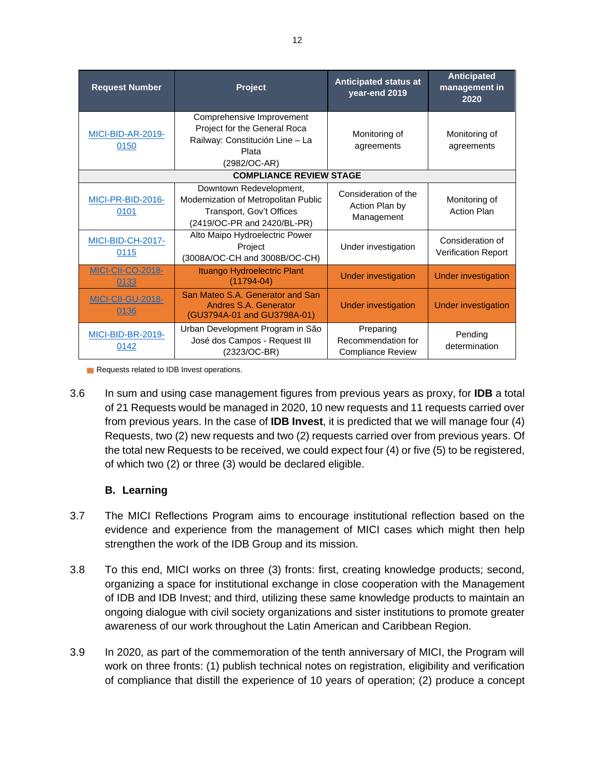| Request Number | Project | Anticipated status at year-end 2019 | Anticipated management in 2020 |
|---|---|---|---|
| MICI-BID-AR-2019-0150 | Comprehensive Improvement Project for the General Roca Railway: Constitución Line – La Plata (2982/OC-AR) | Monitoring of agreements | Monitoring of agreements |
| **COMPLIANCE REVIEW STAGE** | | | |
| MICI-PR-BID-2016-0101 | Downtown Redevelopment, Modernization of Metropolitan Public Transport, Gov't Offices (2419/OC-PR and 2420/BL-PR) | Consideration of the Action Plan by Management | Monitoring of Action Plan |
| MICI-BID-CH-2017-0115 | Alto Maipo Hydroelectric Power Project (3008A/OC-CH and 3008B/OC-CH) | Under investigation | Consideration of Verification Report |
| MICI-CII-CO-2018-0133 | Ituango Hydroelectric Plant (11794-04) | Under investigation | Under investigation |
| MICI-CII-GU-2018-0136 | San Mateo S.A. Generator and San Andres S.A. Generator (GU3794A-01 and GU3798A-01) | Under investigation | Under investigation |
| MICI-BID-BR-2019-0142 | Urban Development Program in São José dos Campos - Request III (2323/OC-BR) | Preparing Recommendation for Compliance Review | Pending determination |

Requests related to IDB Invest operations.

3.6 In sum and using case management figures from previous years as proxy, for **IDB** a total of 21 Requests would be managed in 2020, 10 new requests and 11 requests carried over from previous years. In the case of **IDB Invest**, it is predicted that we will manage four (4) Requests, two (2) new requests and two (2) requests carried over from previous years. Of the total new Requests to be received, we could expect four (4) or five (5) to be registered, of which two (2) or three (3) would be declared eligible.

### B. Learning

3.7 The MICI Reflections Program aims to encourage institutional reflection based on the evidence and experience from the management of MICI cases which might then help strengthen the work of the IDB Group and its mission.

3.8 To this end, MICI works on three (3) fronts: first, creating knowledge products; second, organizing a space for institutional exchange in close cooperation with the Management of IDB and IDB Invest; and third, utilizing these same knowledge products to maintain an ongoing dialogue with civil society organizations and sister institutions to promote greater awareness of our work throughout the Latin American and Caribbean Region.

3.9 In 2020, as part of the commemoration of the tenth anniversary of MICI, the Program will work on three fronts: (1) publish technical notes on registration, eligibility and verification of compliance that distill the experience of 10 years of operation; (2) produce a concept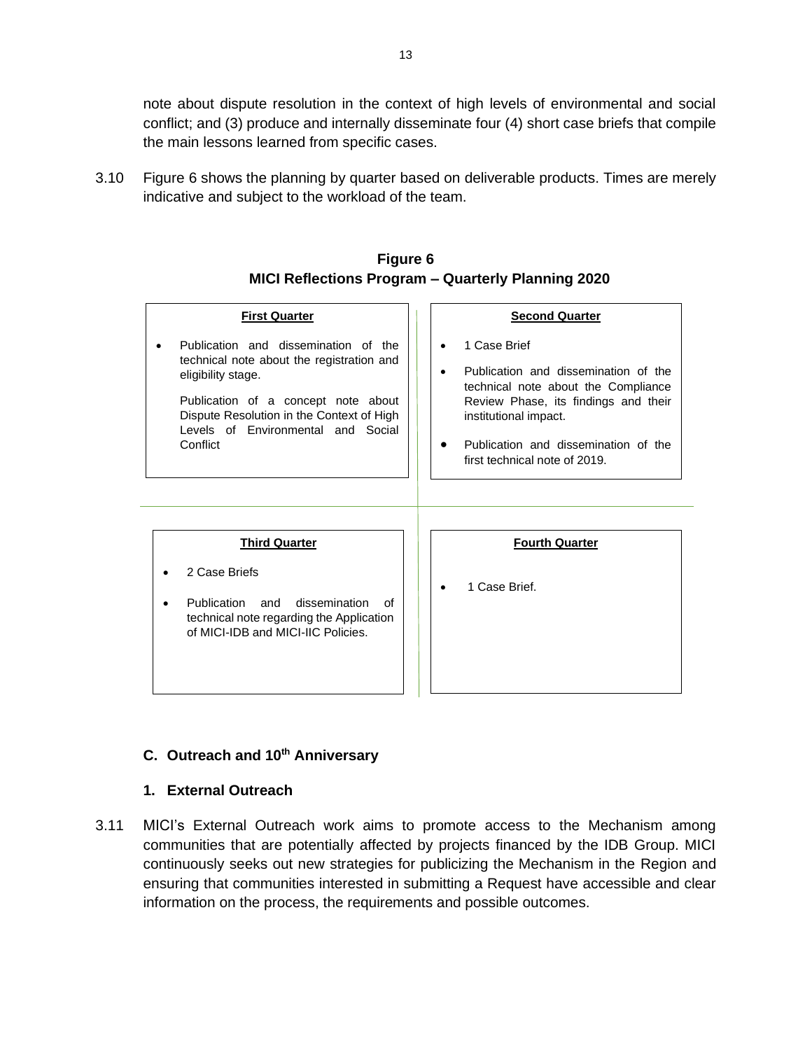note about dispute resolution in the context of high levels of environmental and social conflict; and (3) produce and internally disseminate four (4) short case briefs that compile the main lessons learned from specific cases.

3.10 Figure 6 shows the planning by quarter based on deliverable products. Times are merely indicative and subject to the workload of the team.

**Figure 6**
**MICI Reflections Program – Quarterly Planning 2020**

**First Quarter**

- Publication and dissemination of the technical note about the registration and eligibility stage.

  Publication of a concept note about Dispute Resolution in the Context of High Levels of Environmental and Social Conflict

**Second Quarter**

- 1 Case Brief
- Publication and dissemination of the technical note about the Compliance Review Phase, its findings and their institutional impact.
- Publication and dissemination of the first technical note of 2019.

**Third Quarter**

- 2 Case Briefs
- Publication and dissemination of technical note regarding the Application of MICI-IDB and MICI-IIC Policies.

**Fourth Quarter**

- 1 Case Brief.

## C. Outreach and 10th Anniversary

### 1. External Outreach

3.11 MICI's External Outreach work aims to promote access to the Mechanism among communities that are potentially affected by projects financed by the IDB Group. MICI continuously seeks out new strategies for publicizing the Mechanism in the Region and ensuring that communities interested in submitting a Request have accessible and clear information on the process, the requirements and possible outcomes.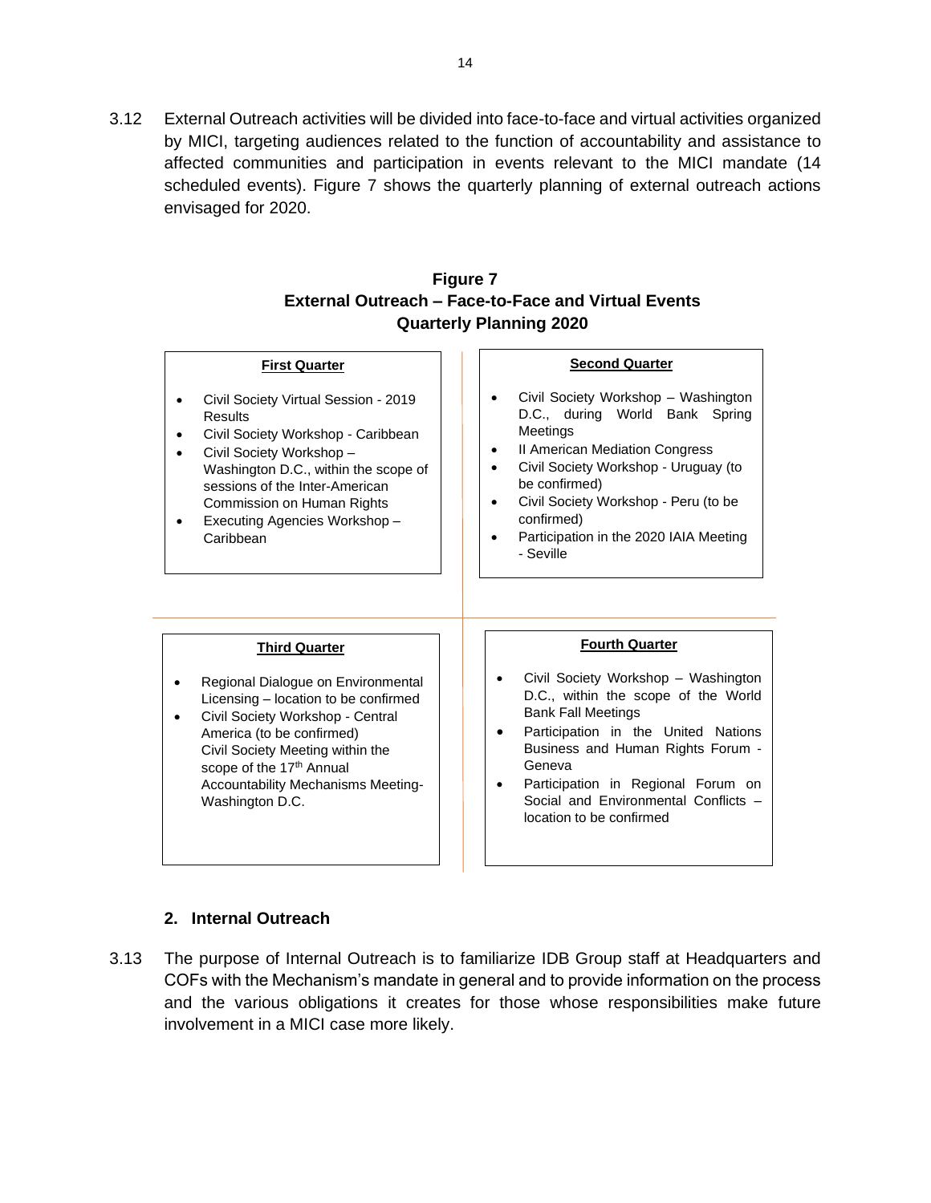3.12 External Outreach activities will be divided into face-to-face and virtual activities organized by MICI, targeting audiences related to the function of accountability and assistance to affected communities and participation in events relevant to the MICI mandate (14 scheduled events). Figure 7 shows the quarterly planning of external outreach actions envisaged for 2020.

**Figure 7**
**External Outreach – Face-to-Face and Virtual Events**
**Quarterly Planning 2020**

**First Quarter**

- Civil Society Virtual Session - 2019 Results
- Civil Society Workshop - Caribbean
- Civil Society Workshop – Washington D.C., within the scope of sessions of the Inter-American Commission on Human Rights
- Executing Agencies Workshop – Caribbean

**Second Quarter**

- Civil Society Workshop – Washington D.C., during World Bank Spring Meetings
- II American Mediation Congress
- Civil Society Workshop - Uruguay (to be confirmed)
- Civil Society Workshop - Peru (to be confirmed)
- Participation in the 2020 IAIA Meeting - Seville

**Third Quarter**

- Regional Dialogue on Environmental Licensing – location to be confirmed
- Civil Society Workshop - Central America (to be confirmed)
  Civil Society Meeting within the scope of the 17th Annual Accountability Mechanisms Meeting- Washington D.C.

**Fourth Quarter**

- Civil Society Workshop – Washington D.C., within the scope of the World Bank Fall Meetings
- Participation in the United Nations Business and Human Rights Forum - Geneva
- Participation in Regional Forum on Social and Environmental Conflicts – location to be confirmed

## 2. Internal Outreach

3.13 The purpose of Internal Outreach is to familiarize IDB Group staff at Headquarters and COFs with the Mechanism's mandate in general and to provide information on the process and the various obligations it creates for those whose responsibilities make future involvement in a MICI case more likely.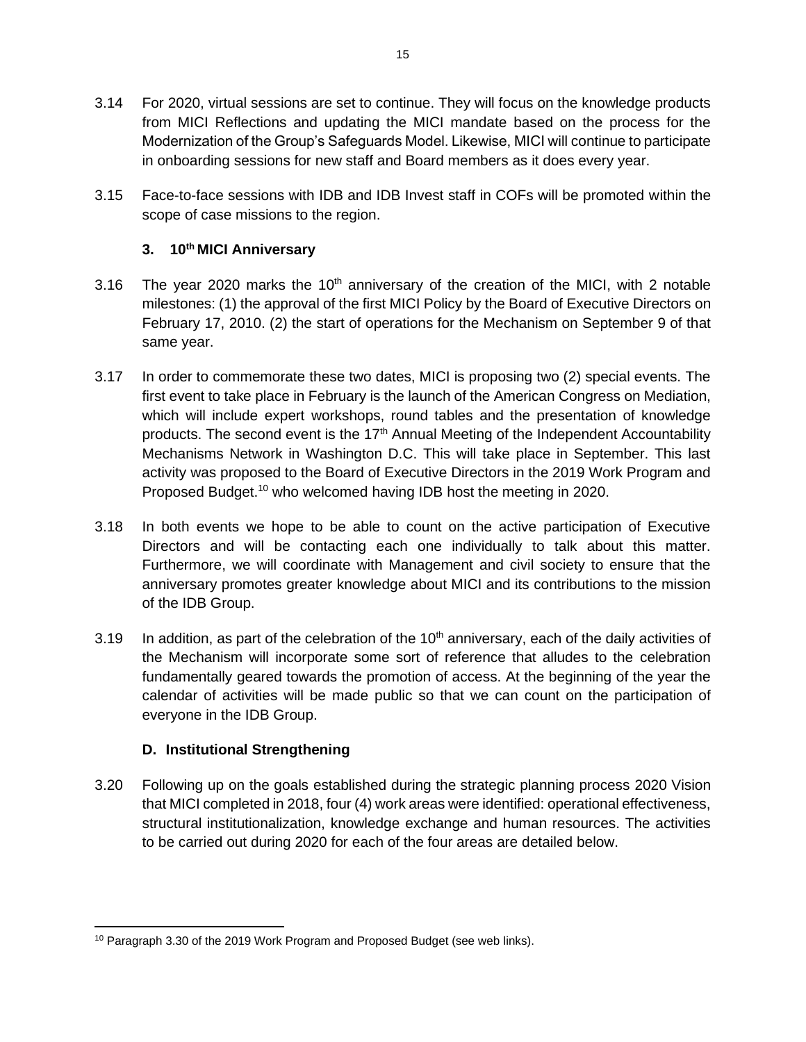3.14 For 2020, virtual sessions are set to continue. They will focus on the knowledge products from MICI Reflections and updating the MICI mandate based on the process for the Modernization of the Group's Safeguards Model. Likewise, MICI will continue to participate in onboarding sessions for new staff and Board members as it does every year.

3.15 Face-to-face sessions with IDB and IDB Invest staff in COFs will be promoted within the scope of case missions to the region.

### 3. 10th MICI Anniversary

3.16 The year 2020 marks the 10th anniversary of the creation of the MICI, with 2 notable milestones: (1) the approval of the first MICI Policy by the Board of Executive Directors on February 17, 2010. (2) the start of operations for the Mechanism on September 9 of that same year.

3.17 In order to commemorate these two dates, MICI is proposing two (2) special events. The first event to take place in February is the launch of the American Congress on Mediation, which will include expert workshops, round tables and the presentation of knowledge products. The second event is the 17th Annual Meeting of the Independent Accountability Mechanisms Network in Washington D.C. This will take place in September. This last activity was proposed to the Board of Executive Directors in the 2019 Work Program and Proposed Budget.[10] who welcomed having IDB host the meeting in 2020.

3.18 In both events we hope to be able to count on the active participation of Executive Directors and will be contacting each one individually to talk about this matter. Furthermore, we will coordinate with Management and civil society to ensure that the anniversary promotes greater knowledge about MICI and its contributions to the mission of the IDB Group.

3.19 In addition, as part of the celebration of the 10th anniversary, each of the daily activities of the Mechanism will incorporate some sort of reference that alludes to the celebration fundamentally geared towards the promotion of access. At the beginning of the year the calendar of activities will be made public so that we can count on the participation of everyone in the IDB Group.

## D. Institutional Strengthening

3.20 Following up on the goals established during the strategic planning process 2020 Vision that MICI completed in 2018, four (4) work areas were identified: operational effectiveness, structural institutionalization, knowledge exchange and human resources. The activities to be carried out during 2020 for each of the four areas are detailed below.

---

[10] Paragraph 3.30 of the 2019 Work Program and Proposed Budget (see web links).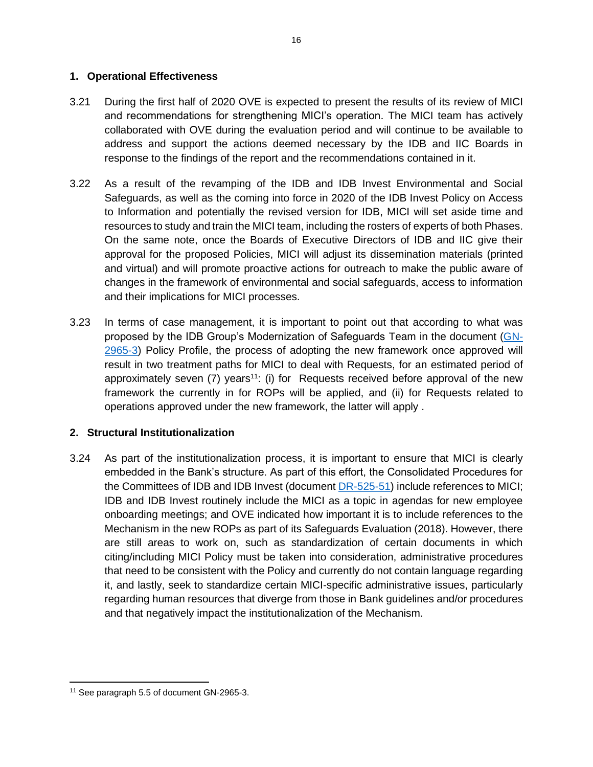## 1. Operational Effectiveness

3.21 During the first half of 2020 OVE is expected to present the results of its review of MICI and recommendations for strengthening MICI's operation. The MICI team has actively collaborated with OVE during the evaluation period and will continue to be available to address and support the actions deemed necessary by the IDB and IIC Boards in response to the findings of the report and the recommendations contained in it.

3.22 As a result of the revamping of the IDB and IDB Invest Environmental and Social Safeguards, as well as the coming into force in 2020 of the IDB Invest Policy on Access to Information and potentially the revised version for IDB, MICI will set aside time and resources to study and train the MICI team, including the rosters of experts of both Phases. On the same note, once the Boards of Executive Directors of IDB and IIC give their approval for the proposed Policies, MICI will adjust its dissemination materials (printed and virtual) and will promote proactive actions for outreach to make the public aware of changes in the framework of environmental and social safeguards, access to information and their implications for MICI processes.

3.23 In terms of case management, it is important to point out that according to what was proposed by the IDB Group's Modernization of Safeguards Team in the document (GN-2965-3) Policy Profile, the process of adopting the new framework once approved will result in two treatment paths for MICI to deal with Requests, for an estimated period of approximately seven (7) years[11]: (i) for Requests received before approval of the new framework the currently in for ROPs will be applied, and (ii) for Requests related to operations approved under the new framework, the latter will apply .

## 2. Structural Institutionalization

3.24 As part of the institutionalization process, it is important to ensure that MICI is clearly embedded in the Bank's structure. As part of this effort, the Consolidated Procedures for the Committees of IDB and IDB Invest (document DR-525-51) include references to MICI; IDB and IDB Invest routinely include the MICI as a topic in agendas for new employee onboarding meetings; and OVE indicated how important it is to include references to the Mechanism in the new ROPs as part of its Safeguards Evaluation (2018). However, there are still areas to work on, such as standardization of certain documents in which citing/including MICI Policy must be taken into consideration, administrative procedures that need to be consistent with the Policy and currently do not contain language regarding it, and lastly, seek to standardize certain MICI-specific administrative issues, particularly regarding human resources that diverge from those in Bank guidelines and/or procedures and that negatively impact the institutionalization of the Mechanism.

---

[11] See paragraph 5.5 of document GN-2965-3.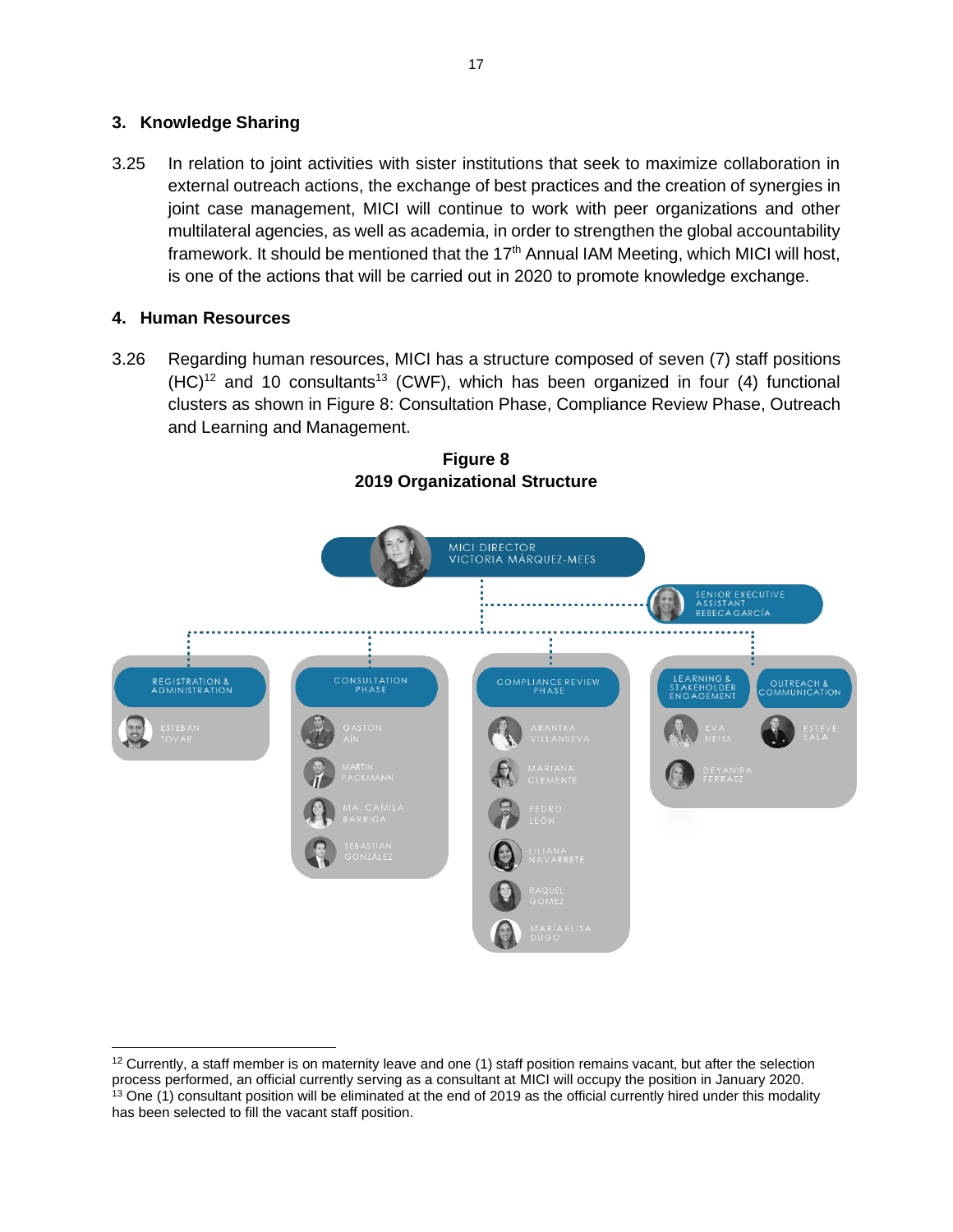## 3. Knowledge Sharing

3.25 In relation to joint activities with sister institutions that seek to maximize collaboration in external outreach actions, the exchange of best practices and the creation of synergies in joint case management, MICI will continue to work with peer organizations and other multilateral agencies, as well as academia, in order to strengthen the global accountability framework. It should be mentioned that the 17th Annual IAM Meeting, which MICI will host, is one of the actions that will be carried out in 2020 to promote knowledge exchange.

## 4. Human Resources

3.26 Regarding human resources, MICI has a structure composed of seven (7) staff positions (HC)[12] and 10 consultants[13] (CWF), which has been organized in four (4) functional clusters as shown in Figure 8: Consultation Phase, Compliance Review Phase, Outreach and Learning and Management.

**Figure 8**
**2019 Organizational Structure**

MICI DIRECTOR
VICTORIA MÁRQUEZ-MEES

SENIOR EXECUTIVE ASSISTANT
REBECA GARCÍA

REGISTRATION & ADMINISTRATION
- ESTEBAN TOVAR

CONSULTATION PHASE
- GASTÓN AÍN
- MARTIN PACKMANN
- MA. CAMILA BARRIGA
- SEBASTIAN GONZÁLEZ

COMPLIANCE REVIEW PHASE
- ARANTXA VILLANUEVA
- MARIANA CLEMENTE
- PEDRO LEÓN
- LILIANA NAVARRETE
- RAQUEL GOMEZ
- MARÍA ELISA DUGO

LEARNING & STAKEHOLDER ENGAGEMENT
- EVA HEISS
- DEYANIRA FERRAEZ

OUTREACH & COMMUNICATION
- ESTEVE SALA

---

[12] Currently, a staff member is on maternity leave and one (1) staff position remains vacant, but after the selection process performed, an official currently serving as a consultant at MICI will occupy the position in January 2020.

[13] One (1) consultant position will be eliminated at the end of 2019 as the official currently hired under this modality has been selected to fill the vacant staff position.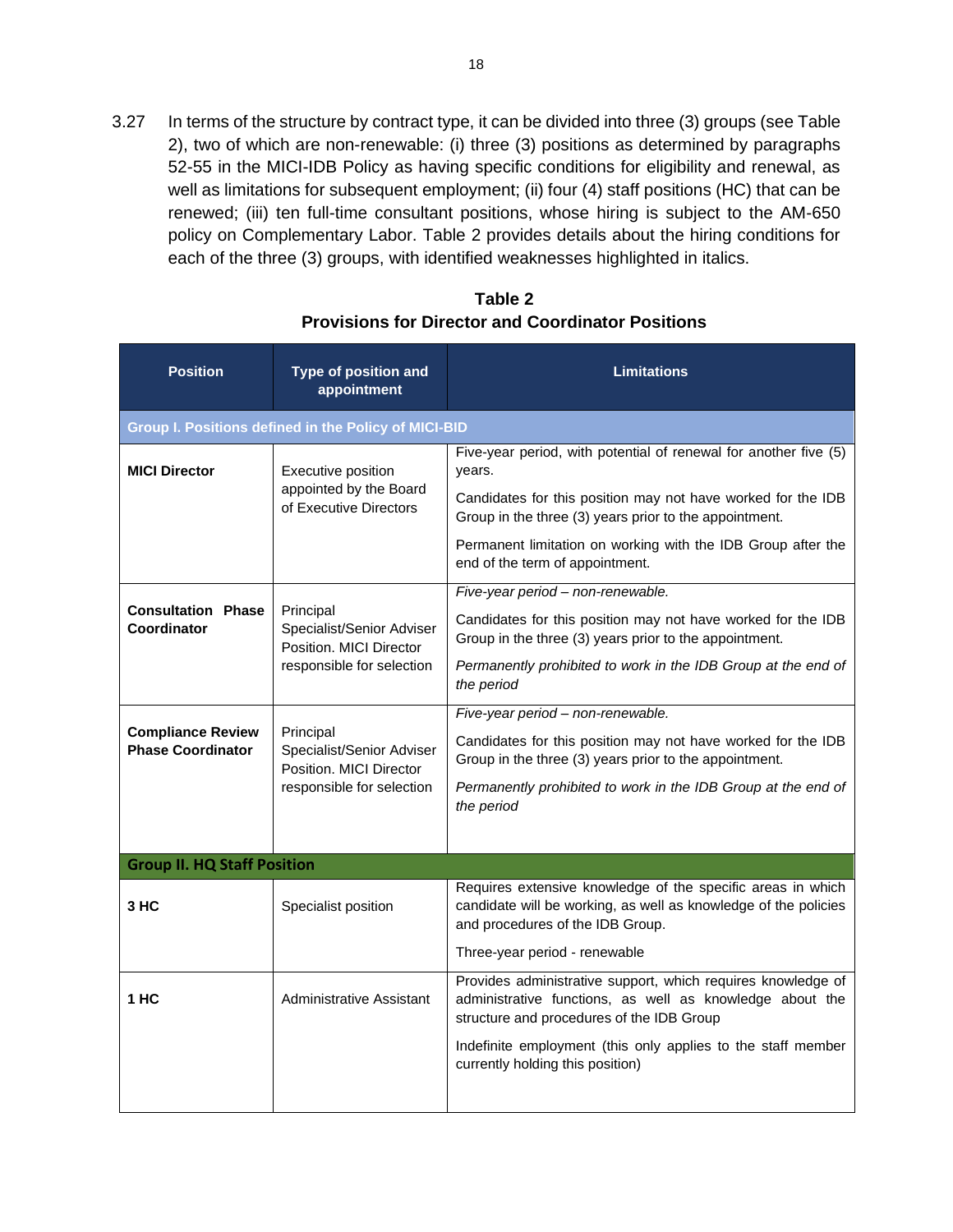3.27 In terms of the structure by contract type, it can be divided into three (3) groups (see Table 2), two of which are non-renewable: (i) three (3) positions as determined by paragraphs 52-55 in the MICI-IDB Policy as having specific conditions for eligibility and renewal, as well as limitations for subsequent employment; (ii) four (4) staff positions (HC) that can be renewed; (iii) ten full-time consultant positions, whose hiring is subject to the AM-650 policy on Complementary Labor. Table 2 provides details about the hiring conditions for each of the three (3) groups, with identified weaknesses highlighted in italics.

**Table 2**
**Provisions for Director and Coordinator Positions**

| Position | Type of position and appointment | Limitations |
| --- | --- | --- |
| **Group I. Positions defined in the Policy of MICI-BID** | | |
| **MICI Director** | Executive position appointed by the Board of Executive Directors | Five-year period, with potential of renewal for another five (5) years.<br><br>Candidates for this position may not have worked for the IDB Group in the three (3) years prior to the appointment.<br><br>Permanent limitation on working with the IDB Group after the end of the term of appointment. |
| **Consultation Phase Coordinator** | Principal Specialist/Senior Adviser Position. MICI Director responsible for selection | *Five-year period – non-renewable.*<br><br>Candidates for this position may not have worked for the IDB Group in the three (3) years prior to the appointment.<br><br>*Permanently prohibited to work in the IDB Group at the end of the period* |
| **Compliance Review Phase Coordinator** | Principal Specialist/Senior Adviser Position. MICI Director responsible for selection | *Five-year period – non-renewable.*<br><br>Candidates for this position may not have worked for the IDB Group in the three (3) years prior to the appointment.<br><br>*Permanently prohibited to work in the IDB Group at the end of the period* |
| **Group II. HQ Staff Position** | | |
| **3 HC** | Specialist position | Requires extensive knowledge of the specific areas in which candidate will be working, as well as knowledge of the policies and procedures of the IDB Group.<br><br>Three-year period - renewable |
| **1 HC** | Administrative Assistant | Provides administrative support, which requires knowledge of administrative functions, as well as knowledge about the structure and procedures of the IDB Group<br><br>Indefinite employment (this only applies to the staff member currently holding this position) |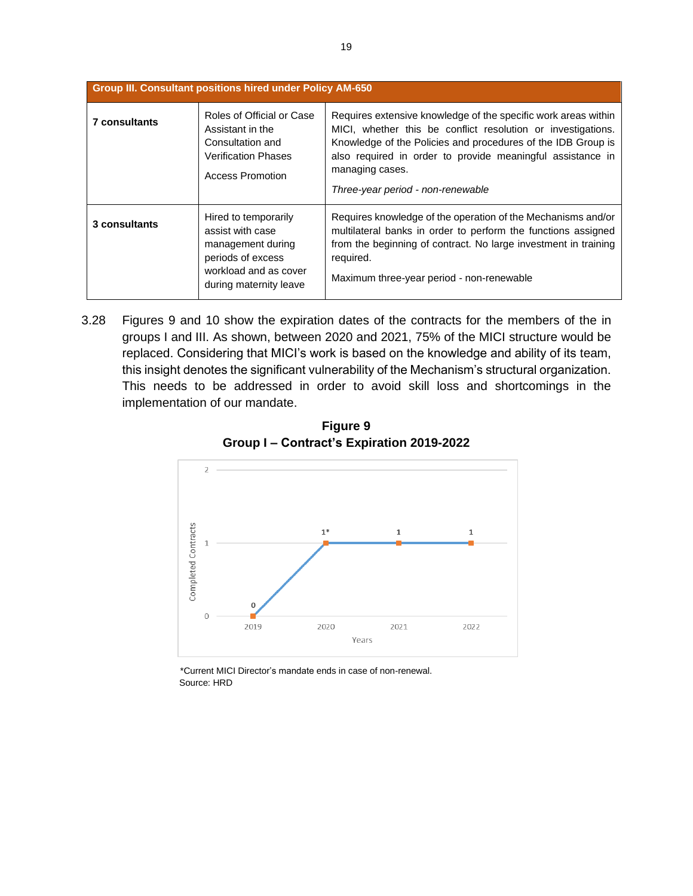| Group III. Consultant positions hired under Policy AM-650 | | |
|---|---|---|
| **7 consultants** | Roles of Official or Case Assistant in the Consultation and Verification Phases<br><br>Access Promotion | Requires extensive knowledge of the specific work areas within MICI, whether this be conflict resolution or investigations. Knowledge of the Policies and procedures of the IDB Group is also required in order to provide meaningful assistance in managing cases.<br><br>*Three-year period - non-renewable* |
| **3 consultants** | Hired to temporarily assist with case management during periods of excess workload and as cover during maternity leave | Requires knowledge of the operation of the Mechanisms and/or multilateral banks in order to perform the functions assigned from the beginning of contract. No large investment in training required.<br><br>Maximum three-year period - non-renewable |

3.28 Figures 9 and 10 show the expiration dates of the contracts for the members of the in groups I and III. As shown, between 2020 and 2021, 75% of the MICI structure would be replaced. Considering that MICI's work is based on the knowledge and ability of its team, this insight denotes the significant vulnerability of the Mechanism's structural organization. This needs to be addressed in order to avoid skill loss and shortcomings in the implementation of our mandate.

**Figure 9**
**Group I – Contract's Expiration 2019-2022**

| Years | Completed Contracts |
|---|---|
| 2019 | 0 |
| 2020 | 1* |
| 2021 | 1 |
| 2022 | 1 |

*Current MICI Director's mandate ends in case of non-renewal.
Source: HRD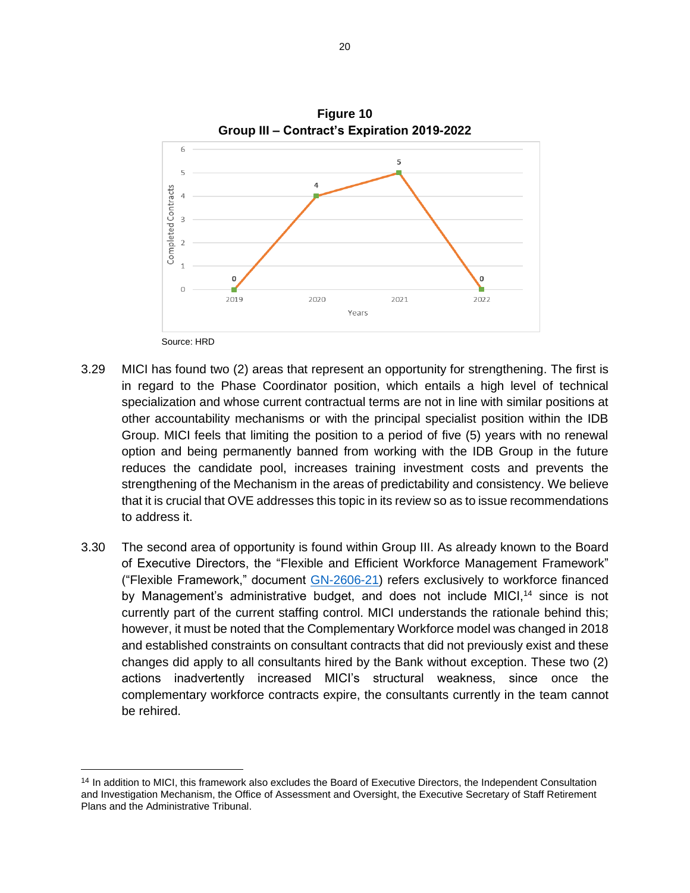**Figure 10**
**Group III – Contract's Expiration 2019-2022**

| Years | Completed Contracts |
|---|---|
| 2019 | 0 |
| 2020 | 4 |
| 2021 | 5 |
| 2022 | 0 |

Source: HRD

3.29 MICI has found two (2) areas that represent an opportunity for strengthening. The first is in regard to the Phase Coordinator position, which entails a high level of technical specialization and whose current contractual terms are not in line with similar positions at other accountability mechanisms or with the principal specialist position within the IDB Group. MICI feels that limiting the position to a period of five (5) years with no renewal option and being permanently banned from working with the IDB Group in the future reduces the candidate pool, increases training investment costs and prevents the strengthening of the Mechanism in the areas of predictability and consistency. We believe that it is crucial that OVE addresses this topic in its review so as to issue recommendations to address it.

3.30 The second area of opportunity is found within Group III. As already known to the Board of Executive Directors, the "Flexible and Efficient Workforce Management Framework" ("Flexible Framework," document GN-2606-21) refers exclusively to workforce financed by Management's administrative budget, and does not include MICI,[14] since is not currently part of the current staffing control. MICI understands the rationale behind this; however, it must be noted that the Complementary Workforce model was changed in 2018 and established constraints on consultant contracts that did not previously exist and these changes did apply to all consultants hired by the Bank without exception. These two (2) actions inadvertently increased MICI's structural weakness, since once the complementary workforce contracts expire, the consultants currently in the team cannot be rehired.

[14] In addition to MICI, this framework also excludes the Board of Executive Directors, the Independent Consultation and Investigation Mechanism, the Office of Assessment and Oversight, the Executive Secretary of Staff Retirement Plans and the Administrative Tribunal.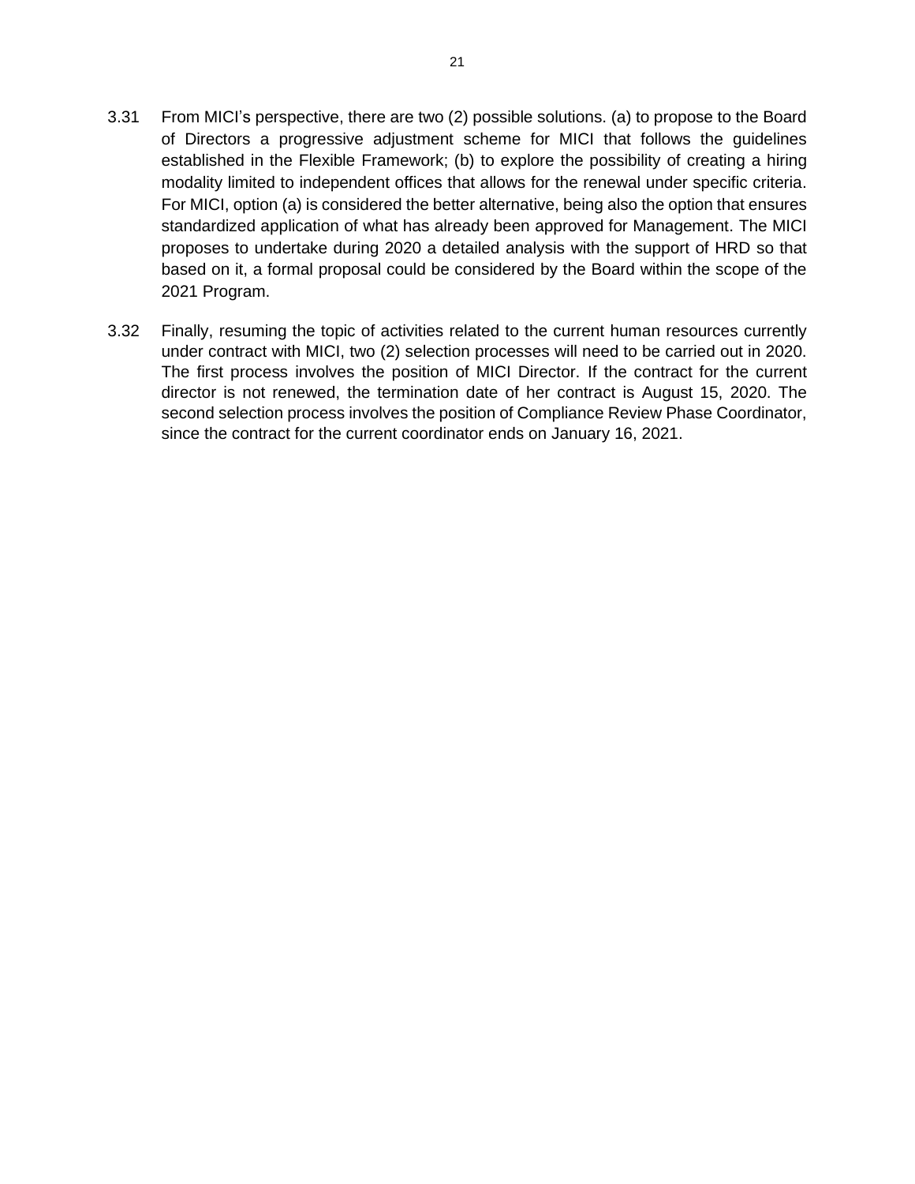3.31 From MICI's perspective, there are two (2) possible solutions. (a) to propose to the Board of Directors a progressive adjustment scheme for MICI that follows the guidelines established in the Flexible Framework; (b) to explore the possibility of creating a hiring modality limited to independent offices that allows for the renewal under specific criteria. For MICI, option (a) is considered the better alternative, being also the option that ensures standardized application of what has already been approved for Management. The MICI proposes to undertake during 2020 a detailed analysis with the support of HRD so that based on it, a formal proposal could be considered by the Board within the scope of the 2021 Program.

3.32 Finally, resuming the topic of activities related to the current human resources currently under contract with MICI, two (2) selection processes will need to be carried out in 2020. The first process involves the position of MICI Director. If the contract for the current director is not renewed, the termination date of her contract is August 15, 2020. The second selection process involves the position of Compliance Review Phase Coordinator, since the contract for the current coordinator ends on January 16, 2021.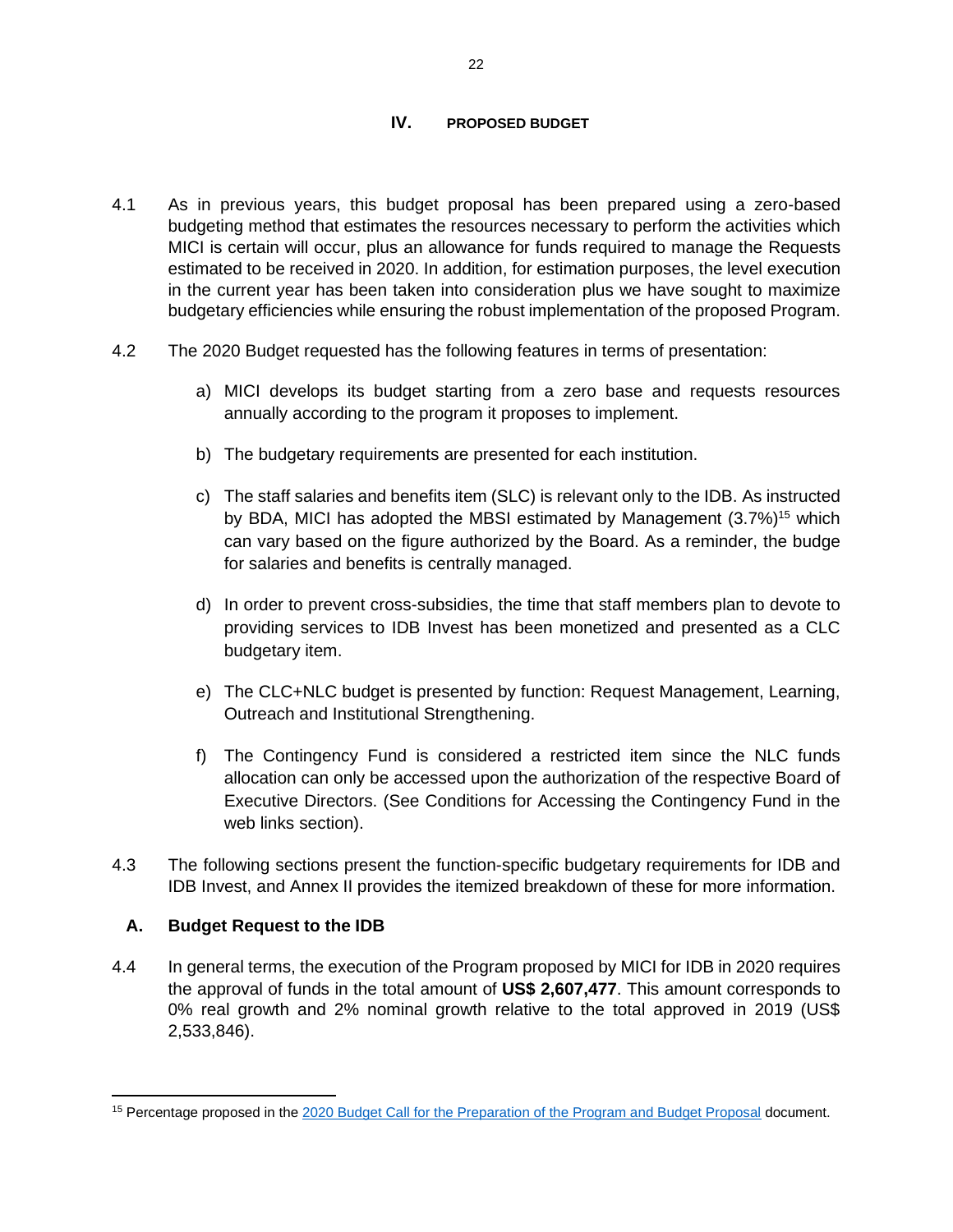## IV. PROPOSED BUDGET

4.1 As in previous years, this budget proposal has been prepared using a zero-based budgeting method that estimates the resources necessary to perform the activities which MICI is certain will occur, plus an allowance for funds required to manage the Requests estimated to be received in 2020. In addition, for estimation purposes, the level execution in the current year has been taken into consideration plus we have sought to maximize budgetary efficiencies while ensuring the robust implementation of the proposed Program.

4.2 The 2020 Budget requested has the following features in terms of presentation:

a) MICI develops its budget starting from a zero base and requests resources annually according to the program it proposes to implement.

b) The budgetary requirements are presented for each institution.

c) The staff salaries and benefits item (SLC) is relevant only to the IDB. As instructed by BDA, MICI has adopted the MBSI estimated by Management (3.7%)[15] which can vary based on the figure authorized by the Board. As a reminder, the budge for salaries and benefits is centrally managed.

d) In order to prevent cross-subsidies, the time that staff members plan to devote to providing services to IDB Invest has been monetized and presented as a CLC budgetary item.

e) The CLC+NLC budget is presented by function: Request Management, Learning, Outreach and Institutional Strengthening.

f) The Contingency Fund is considered a restricted item since the NLC funds allocation can only be accessed upon the authorization of the respective Board of Executive Directors. (See Conditions for Accessing the Contingency Fund in the web links section).

4.3 The following sections present the function-specific budgetary requirements for IDB and IDB Invest, and Annex II provides the itemized breakdown of these for more information.

### A. Budget Request to the IDB

4.4 In general terms, the execution of the Program proposed by MICI for IDB in 2020 requires the approval of funds in the total amount of **US$ 2,607,477**. This amount corresponds to 0% real growth and 2% nominal growth relative to the total approved in 2019 (US$ 2,533,846).

---

[15] Percentage proposed in the 2020 Budget Call for the Preparation of the Program and Budget Proposal document.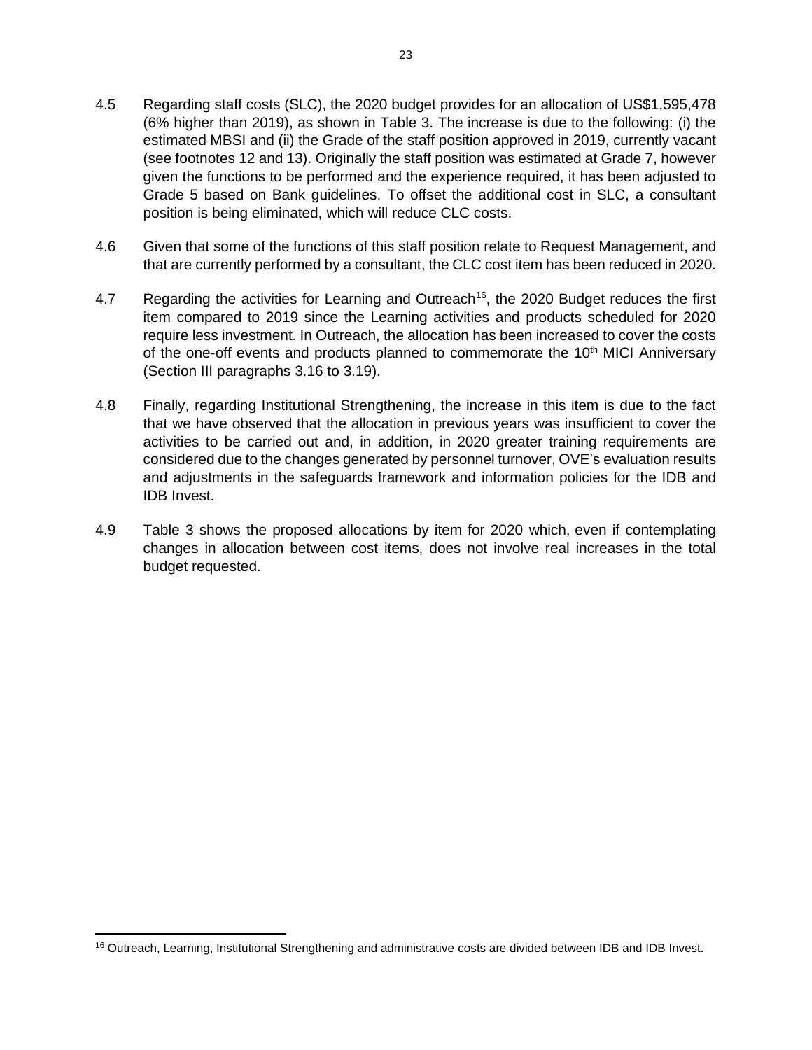4.5 Regarding staff costs (SLC), the 2020 budget provides for an allocation of US$1,595,478 (6% higher than 2019), as shown in Table 3. The increase is due to the following: (i) the estimated MBSI and (ii) the Grade of the staff position approved in 2019, currently vacant (see footnotes 12 and 13). Originally the staff position was estimated at Grade 7, however given the functions to be performed and the experience required, it has been adjusted to Grade 5 based on Bank guidelines. To offset the additional cost in SLC, a consultant position is being eliminated, which will reduce CLC costs.

4.6 Given that some of the functions of this staff position relate to Request Management, and that are currently performed by a consultant, the CLC cost item has been reduced in 2020.

4.7 Regarding the activities for Learning and Outreach[16], the 2020 Budget reduces the first item compared to 2019 since the Learning activities and products scheduled for 2020 require less investment. In Outreach, the allocation has been increased to cover the costs of the one-off events and products planned to commemorate the 10th MICI Anniversary (Section III paragraphs 3.16 to 3.19).

4.8 Finally, regarding Institutional Strengthening, the increase in this item is due to the fact that we have observed that the allocation in previous years was insufficient to cover the activities to be carried out and, in addition, in 2020 greater training requirements are considered due to the changes generated by personnel turnover, OVE's evaluation results and adjustments in the safeguards framework and information policies for the IDB and IDB Invest.

4.9 Table 3 shows the proposed allocations by item for 2020 which, even if contemplating changes in allocation between cost items, does not involve real increases in the total budget requested.

[16] Outreach, Learning, Institutional Strengthening and administrative costs are divided between IDB and IDB Invest.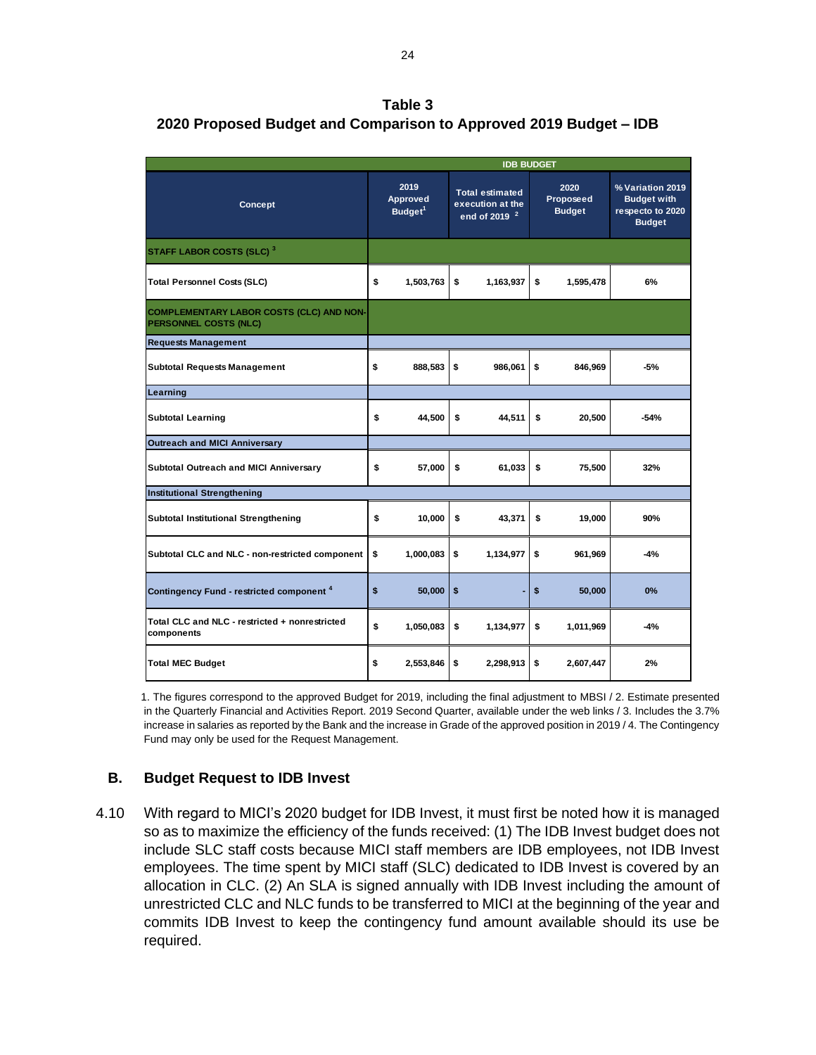**Table 3**
**2020 Proposed Budget and Comparison to Approved 2019 Budget – IDB**

| Concept | IDB BUDGET | | | |
|---|---|---|---|---|
| | 2019 Approved Budget[1] | Total estimated execution at the end of 2019 [2] | 2020 Proposeed Budget | % Variation 2019 Budget with respecto to 2020 Budget |
| **STAFF LABOR COSTS (SLC) [3]** | | | | |
| Total Personnel Costs (SLC) | $ 1,503,763 | $ 1,163,937 | $ 1,595,478 | 6% |
| **COMPLEMENTARY LABOR COSTS (CLC) AND NON-PERSONNEL COSTS (NLC)** | | | | |
| **Requests Management** | | | | |
| Subtotal Requests Management | $ 888,583 | $ 986,061 | $ 846,969 | -5% |
| **Learning** | | | | |
| Subtotal Learning | $ 44,500 | $ 44,511 | $ 20,500 | -54% |
| **Outreach and MICI Anniversary** | | | | |
| Subtotal Outreach and MICI Anniversary | $ 57,000 | $ 61,033 | $ 75,500 | 32% |
| **Institutional Strengthening** | | | | |
| Subtotal Institutional Strengthening | $ 10,000 | $ 43,371 | $ 19,000 | 90% |
| Subtotal CLC and NLC - non-restricted component | $ 1,000,083 | $ 1,134,977 | $ 961,969 | -4% |
| Contingency Fund - restricted component [4] | $ 50,000 | $ - | $ 50,000 | 0% |
| Total CLC and NLC - restricted + nonrestricted components | $ 1,050,083 | $ 1,134,977 | $ 1,011,969 | -4% |
| Total MEC Budget | $ 2,553,846 | $ 2,298,913 | $ 2,607,447 | 2% |

1. The figures correspond to the approved Budget for 2019, including the final adjustment to MBSI / 2. Estimate presented in the Quarterly Financial and Activities Report. 2019 Second Quarter, available under the web links / 3. Includes the 3.7% increase in salaries as reported by the Bank and the increase in Grade of the approved position in 2019 / 4. The Contingency Fund may only be used for the Request Management.

## B. Budget Request to IDB Invest

4.10 With regard to MICI's 2020 budget for IDB Invest, it must first be noted how it is managed so as to maximize the efficiency of the funds received: (1) The IDB Invest budget does not include SLC staff costs because MICI staff members are IDB employees, not IDB Invest employees. The time spent by MICI staff (SLC) dedicated to IDB Invest is covered by an allocation in CLC. (2) An SLA is signed annually with IDB Invest including the amount of unrestricted CLC and NLC funds to be transferred to MICI at the beginning of the year and commits IDB Invest to keep the contingency fund amount available should its use be required.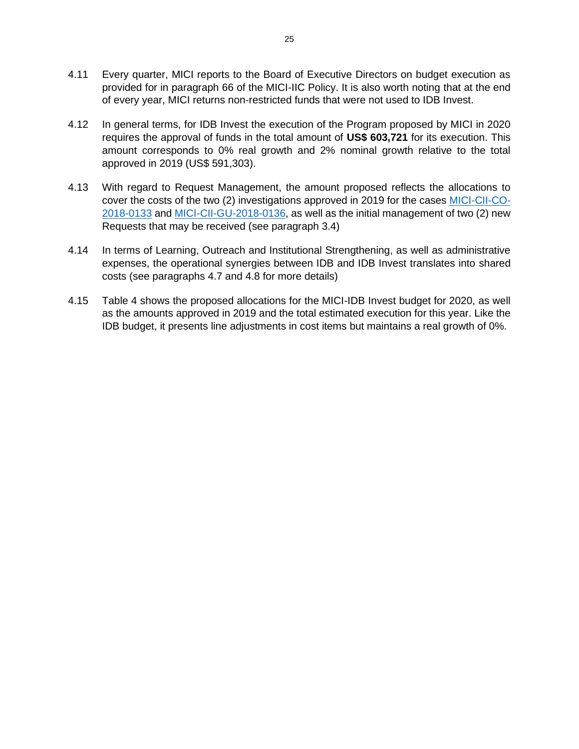4.11 Every quarter, MICI reports to the Board of Executive Directors on budget execution as provided for in paragraph 66 of the MICI-IIC Policy. It is also worth noting that at the end of every year, MICI returns non-restricted funds that were not used to IDB Invest.

4.12 In general terms, for IDB Invest the execution of the Program proposed by MICI in 2020 requires the approval of funds in the total amount of **US$ 603,721** for its execution. This amount corresponds to 0% real growth and 2% nominal growth relative to the total approved in 2019 (US$ 591,303).

4.13 With regard to Request Management, the amount proposed reflects the allocations to cover the costs of the two (2) investigations approved in 2019 for the cases MICI-CII-CO-2018-0133 and MICI-CII-GU-2018-0136, as well as the initial management of two (2) new Requests that may be received (see paragraph 3.4)

4.14 In terms of Learning, Outreach and Institutional Strengthening, as well as administrative expenses, the operational synergies between IDB and IDB Invest translates into shared costs (see paragraphs 4.7 and 4.8 for more details)

4.15 Table 4 shows the proposed allocations for the MICI-IDB Invest budget for 2020, as well as the amounts approved in 2019 and the total estimated execution for this year. Like the IDB budget, it presents line adjustments in cost items but maintains a real growth of 0%.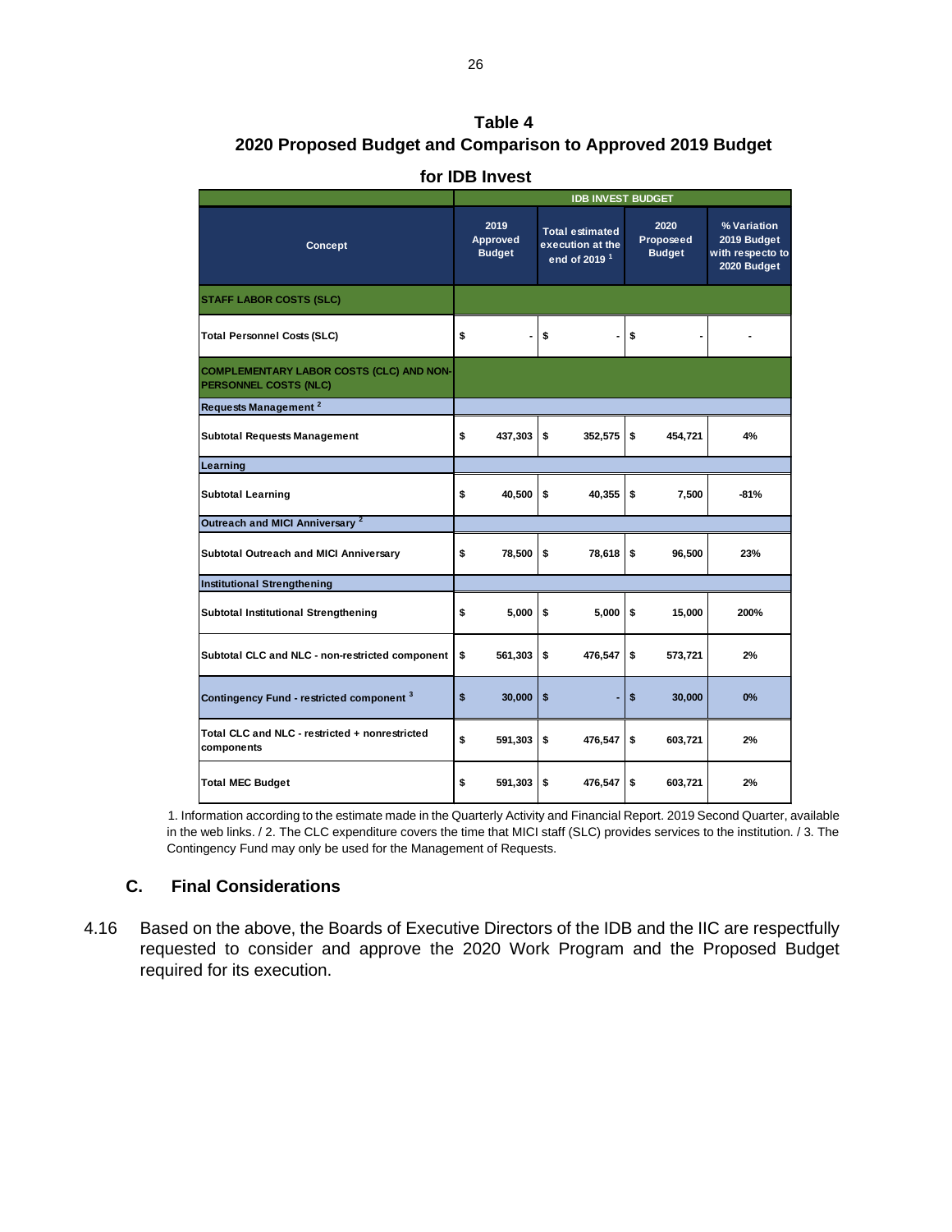**Table 4**
**2020 Proposed Budget and Comparison to Approved 2019 Budget**
**for IDB Invest**

| Concept | IDB INVEST BUDGET | | | |
|---|---|---|---|---|
| | 2019 Approved Budget | Total estimated execution at the end of 2019 [1] | 2020 Proposeed Budget | % Variation 2019 Budget with respecto to 2020 Budget |
| **STAFF LABOR COSTS (SLC)** | | | | |
| Total Personnel Costs (SLC) | $ - | $ - | $ - | - |
| **COMPLEMENTARY LABOR COSTS (CLC) AND NON-PERSONNEL COSTS (NLC)** | | | | |
| Requests Management [2] | | | | |
| Subtotal Requests Management | $ 437,303 | $ 352,575 | $ 454,721 | 4% |
| Learning | | | | |
| Subtotal Learning | $ 40,500 | $ 40,355 | $ 7,500 | -81% |
| Outreach and MICI Anniversary [2] | | | | |
| Subtotal Outreach and MICI Anniversary | $ 78,500 | $ 78,618 | $ 96,500 | 23% |
| Institutional Strengthening | | | | |
| Subtotal Institutional Strengthening | $ 5,000 | $ 5,000 | $ 15,000 | 200% |
| Subtotal CLC and NLC - non-restricted component | $ 561,303 | $ 476,547 | $ 573,721 | 2% |
| Contingency Fund - restricted component [3] | $ 30,000 | $ - | $ 30,000 | 0% |
| Total CLC and NLC - restricted + nonrestricted components | $ 591,303 | $ 476,547 | $ 603,721 | 2% |
| Total MEC Budget | $ 591,303 | $ 476,547 | $ 603,721 | 2% |

1. Information according to the estimate made in the Quarterly Activity and Financial Report. 2019 Second Quarter, available in the web links. / 2. The CLC expenditure covers the time that MICI staff (SLC) provides services to the institution. / 3. The Contingency Fund may only be used for the Management of Requests.

## C. Final Considerations

4.16 Based on the above, the Boards of Executive Directors of the IDB and the IIC are respectfully requested to consider and approve the 2020 Work Program and the Proposed Budget required for its execution.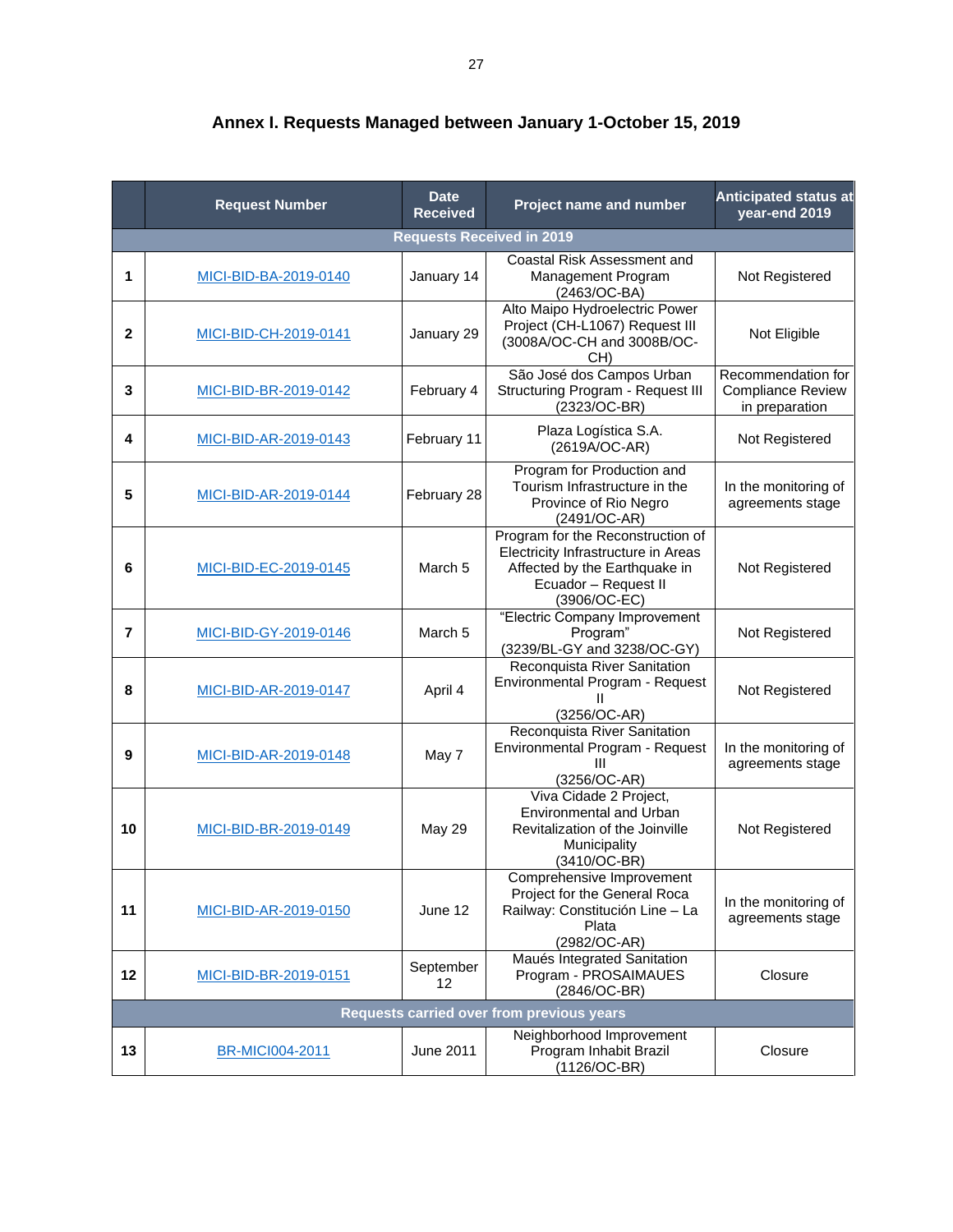# Annex I. Requests Managed between January 1-October 15, 2019

| | Request Number | Date Received | Project name and number | Anticipated status at year-end 2019 |
|---|---|---|---|---|
| **Requests Received in 2019** | | | | |
| **1** | MICI-BID-BA-2019-0140 | January 14 | Coastal Risk Assessment and Management Program (2463/OC-BA) | Not Registered |
| **2** | MICI-BID-CH-2019-0141 | January 29 | Alto Maipo Hydroelectric Power Project (CH-L1067) Request III (3008A/OC-CH and 3008B/OC-CH) | Not Eligible |
| **3** | MICI-BID-BR-2019-0142 | February 4 | São José dos Campos Urban Structuring Program - Request III (2323/OC-BR) | Recommendation for Compliance Review in preparation |
| **4** | MICI-BID-AR-2019-0143 | February 11 | Plaza Logística S.A. (2619A/OC-AR) | Not Registered |
| **5** | MICI-BID-AR-2019-0144 | February 28 | Program for Production and Tourism Infrastructure in the Province of Rio Negro (2491/OC-AR) | In the monitoring of agreements stage |
| **6** | MICI-BID-EC-2019-0145 | March 5 | Program for the Reconstruction of Electricity Infrastructure in Areas Affected by the Earthquake in Ecuador – Request II (3906/OC-EC) | Not Registered |
| **7** | MICI-BID-GY-2019-0146 | March 5 | "Electric Company Improvement Program" (3239/BL-GY and 3238/OC-GY) | Not Registered |
| **8** | MICI-BID-AR-2019-0147 | April 4 | Reconquista River Sanitation Environmental Program - Request II (3256/OC-AR) | Not Registered |
| **9** | MICI-BID-AR-2019-0148 | May 7 | Reconquista River Sanitation Environmental Program - Request III (3256/OC-AR) | In the monitoring of agreements stage |
| **10** | MICI-BID-BR-2019-0149 | May 29 | Viva Cidade 2 Project, Environmental and Urban Revitalization of the Joinville Municipality (3410/OC-BR) | Not Registered |
| **11** | MICI-BID-AR-2019-0150 | June 12 | Comprehensive Improvement Project for the General Roca Railway: Constitución Line – La Plata (2982/OC-AR) | In the monitoring of agreements stage |
| **12** | MICI-BID-BR-2019-0151 | September 12 | Maués Integrated Sanitation Program - PROSAIMAUES (2846/OC-BR) | Closure |
| **Requests carried over from previous years** | | | | |
| **13** | BR-MICI004-2011 | June 2011 | Neighborhood Improvement Program Inhabit Brazil (1126/OC-BR) | Closure |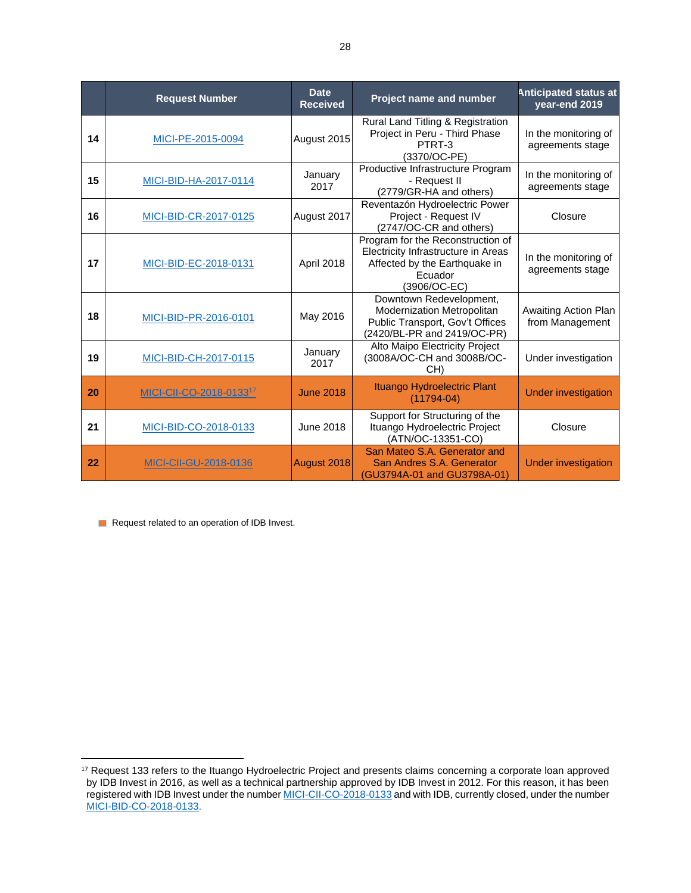| | Request Number | Date Received | Project name and number | Anticipated status at year-end 2019 |
|---|---|---|---|---|
| **14** | MICI-PE-2015-0094 | August 2015 | Rural Land Titling & Registration Project in Peru - Third Phase PTRT-3 (3370/OC-PE) | In the monitoring of agreements stage |
| **15** | MICI-BID-HA-2017-0114 | January 2017 | Productive Infrastructure Program - Request II (2779/GR-HA and others) | In the monitoring of agreements stage |
| **16** | MICI-BID-CR-2017-0125 | August 2017 | Reventazón Hydroelectric Power Project - Request IV (2747/OC-CR and others) | Closure |
| **17** | MICI-BID-EC-2018-0131 | April 2018 | Program for the Reconstruction of Electricity Infrastructure in Areas Affected by the Earthquake in Ecuador (3906/OC-EC) | In the monitoring of agreements stage |
| **18** | MICI-BID-PR-2016-0101 | May 2016 | Downtown Redevelopment, Modernization Metropolitan Public Transport, Gov't Offices (2420/BL-PR and 2419/OC-PR) | Awaiting Action Plan from Management |
| **19** | MICI-BID-CH-2017-0115 | January 2017 | Alto Maipo Electricity Project (3008A/OC-CH and 3008B/OC-CH) | Under investigation |
| **20** | MICI-CII-CO-2018-0133[17] | June 2018 | Ituango Hydroelectric Plant (11794-04) | Under investigation |
| **21** | MICI-BID-CO-2018-0133 | June 2018 | Support for Structuring of the Ituango Hydroelectric Project (ATN/OC-13351-CO) | Closure |
| **22** | MICI-CII-GU-2018-0136 | August 2018 | San Mateo S.A. Generator and San Andres S.A. Generator (GU3794A-01 and GU3798A-01) | Under investigation |

■ Request related to an operation of IDB Invest.

[17] Request 133 refers to the Ituango Hydroelectric Project and presents claims concerning a corporate loan approved by IDB Invest in 2016, as well as a technical partnership approved by IDB Invest in 2012. For this reason, it has been registered with IDB Invest under the number MICI-CII-CO-2018-0133 and with IDB, currently closed, under the number MICI-BID-CO-2018-0133.